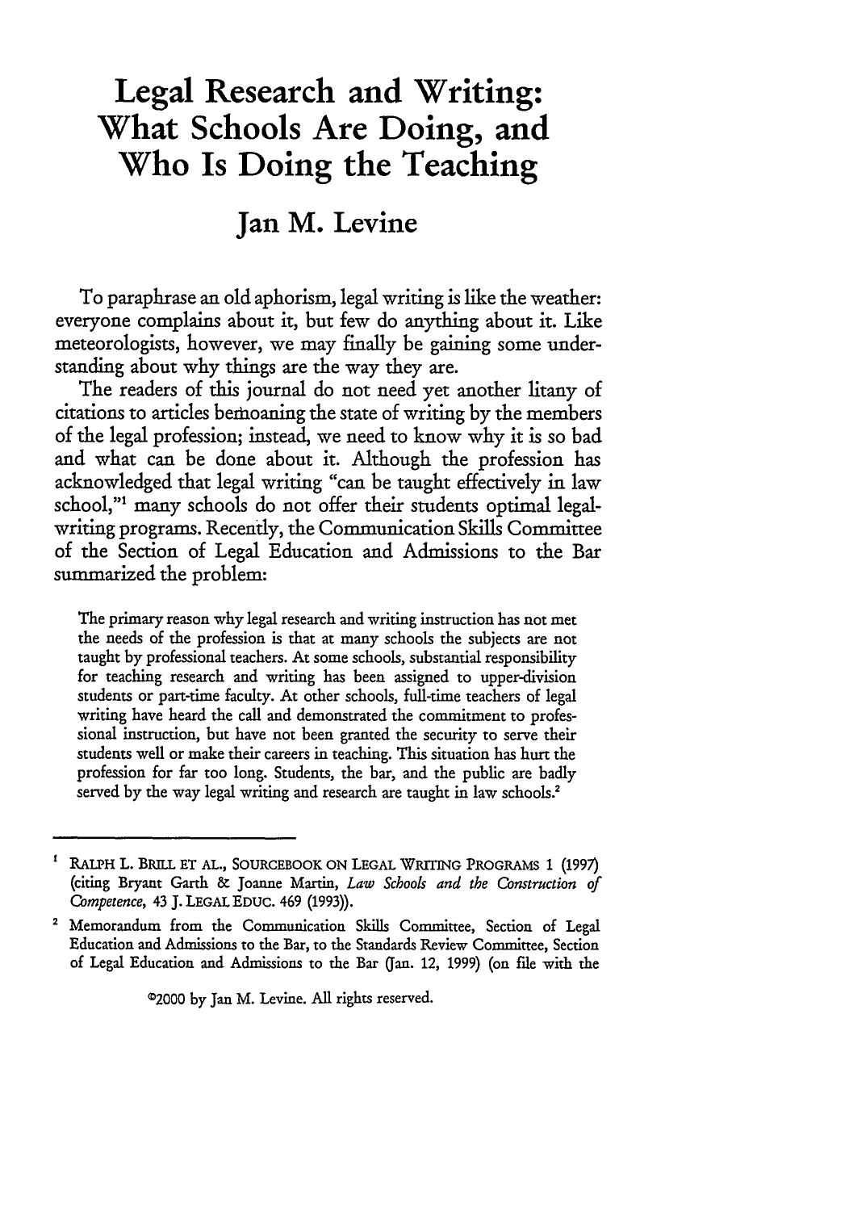# Legal Research and Writing: What Schools Are Doing, and Who Is Doing the Teaching

## Jan M. Levine

To paraphrase an old aphorism, legal writing is like the weather: everyone complains about it, but few do anything about it. Like meteorologists, however, we may finally be gaining some understanding about why things are the way they are.

The readers of this journal do not need yet another litany of citations to articles bemoaning the state of writing by the members of the legal profession; instead, we need to know why it is so bad and what can be done about it. Although the profession has acknowledged that legal writing "can be taught effectively in law school,"[1] many schools do not offer their students optimal legal-writing programs. Recently, the Communication Skills Committee of the Section of Legal Education and Admissions to the Bar summarized the problem:

> The primary reason why legal research and writing instruction has not met the needs of the profession is that at many schools the subjects are not taught by professional teachers. At some schools, substantial responsibility for teaching research and writing has been assigned to upper-division students or part-time faculty. At other schools, full-time teachers of legal writing have heard the call and demonstrated the commitment to professional instruction, but have not been granted the security to serve their students well or make their careers in teaching. This situation has hurt the profession for far too long. Students, the bar, and the public are badly served by the way legal writing and research are taught in law schools.[2]

---

[1] RALPH L. BRILL ET AL., SOURCEBOOK ON LEGAL WRITING PROGRAMS 1 (1997) (citing Bryant Garth & Joanne Martin, *Law Schools and the Construction of Competence*, 43 J. LEGAL EDUC. 469 (1993)).

[2] Memorandum from the Communication Skills Committee, Section of Legal Education and Admissions to the Bar, to the Standards Review Committee, Section of Legal Education and Admissions to the Bar (Jan. 12, 1999) (on file with the

©2000 by Jan M. Levine. All rights reserved.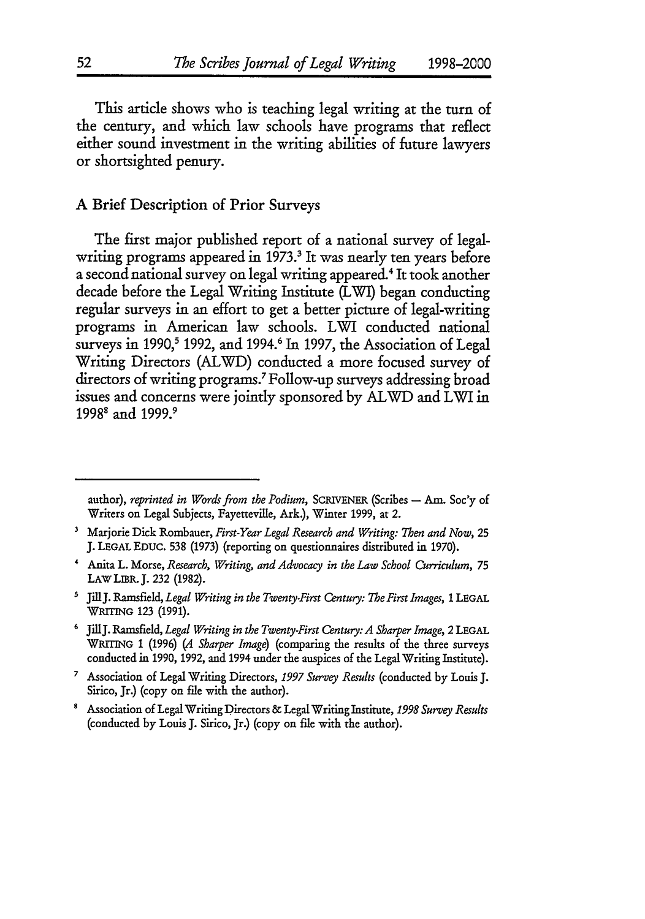This article shows who is teaching legal writing at the turn of the century, and which law schools have programs that reflect either sound investment in the writing abilities of future lawyers or shortsighted penury.

## A Brief Description of Prior Surveys

The first major published report of a national survey of legal-writing programs appeared in 1973.[3] It was nearly ten years before a second national survey on legal writing appeared.[4] It took another decade before the Legal Writing Institute (LWI) began conducting regular surveys in an effort to get a better picture of legal-writing programs in American law schools. LWI conducted national surveys in 1990,[5] 1992, and 1994.[6] In 1997, the Association of Legal Writing Directors (ALWD) conducted a more focused survey of directors of writing programs.[7] Follow-up surveys addressing broad issues and concerns were jointly sponsored by ALWD and LWI in 1998[8] and 1999.[9]

---

author), *reprinted in Words from the Podium*, SCRIVENER (Scribes — Am. Soc'y of Writers on Legal Subjects, Fayetteville, Ark.), Winter 1999, at 2.

[3] Marjorie Dick Rombauer, *First-Year Legal Research and Writing: Then and Now*, 25 J. LEGAL EDUC. 538 (1973) (reporting on questionnaires distributed in 1970).

[4] Anita L. Morse, *Research, Writing, and Advocacy in the Law School Curriculum*, 75 LAW LIBR. J. 232 (1982).

[5] Jill J. Ramsfield, *Legal Writing in the Twenty-First Century: The First Images*, 1 LEGAL WRITING 123 (1991).

[6] Jill J. Ramsfield, *Legal Writing in the Twenty-First Century: A Sharper Image*, 2 LEGAL WRITING 1 (1996) (*A Sharper Image*) (comparing the results of the three surveys conducted in 1990, 1992, and 1994 under the auspices of the Legal Writing Institute).

[7] Association of Legal Writing Directors, *1997 Survey Results* (conducted by Louis J. Sirico, Jr.) (copy on file with the author).

[8] Association of Legal Writing Directors & Legal Writing Institute, *1998 Survey Results* (conducted by Louis J. Sirico, Jr.) (copy on file with the author).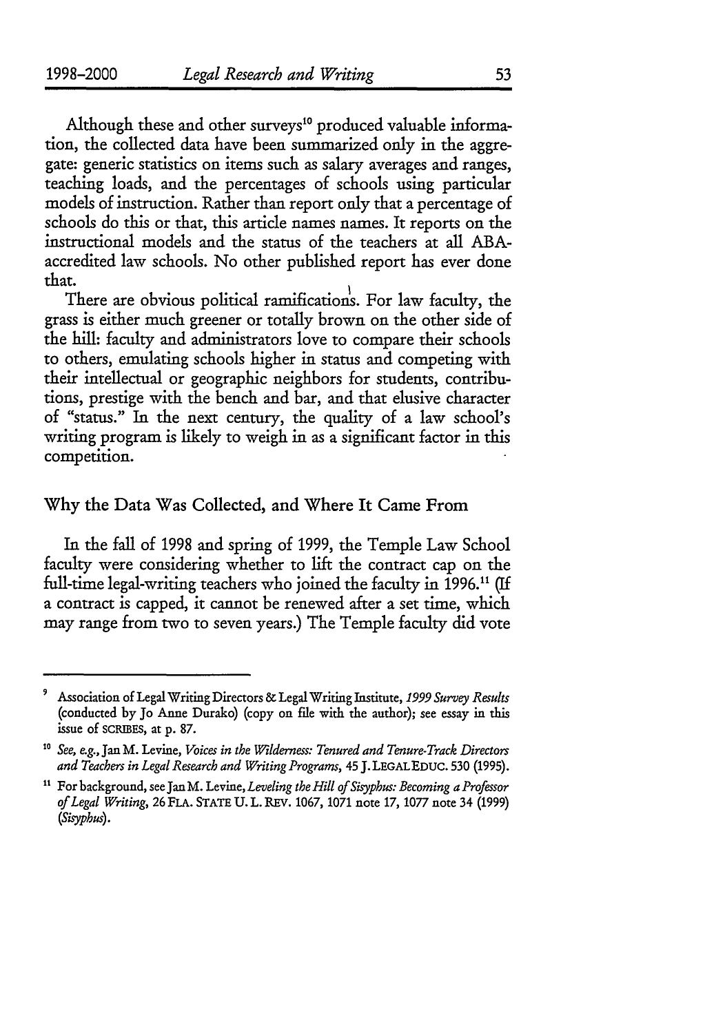Although these and other surveys[10] produced valuable information, the collected data have been summarized only in the aggregate: generic statistics on items such as salary averages and ranges, teaching loads, and the percentages of schools using particular models of instruction. Rather than report only that a percentage of schools do this or that, this article names names. It reports on the instructional models and the status of the teachers at all ABA-accredited law schools. No other published report has ever done that.

There are obvious political ramifications. For law faculty, the grass is either much greener or totally brown on the other side of the hill: faculty and administrators love to compare their schools to others, emulating schools higher in status and competing with their intellectual or geographic neighbors for students, contributions, prestige with the bench and bar, and that elusive character of "status." In the next century, the quality of a law school's writing program is likely to weigh in as a significant factor in this competition.

## Why the Data Was Collected, and Where It Came From

In the fall of 1998 and spring of 1999, the Temple Law School faculty were considering whether to lift the contract cap on the full-time legal-writing teachers who joined the faculty in 1996.[11] (If a contract is capped, it cannot be renewed after a set time, which may range from two to seven years.) The Temple faculty did vote

---

[9] Association of Legal Writing Directors & Legal Writing Institute, *1999 Survey Results* (conducted by Jo Anne Durako) (copy on file with the author); see essay in this issue of SCRIBES, at p. 87.

[10] *See, e.g.*, Jan M. Levine, *Voices in the Wilderness: Tenured and Tenure-Track Directors and Teachers in Legal Research and Writing Programs*, 45 J. LEGAL EDUC. 530 (1995).

[11] For background, see Jan M. Levine, *Leveling the Hill of Sisyphus: Becoming a Professor of Legal Writing*, 26 FLA. STATE U. L. REV. 1067, 1071 note 17, 1077 note 34 (1999) (*Sisyphus*).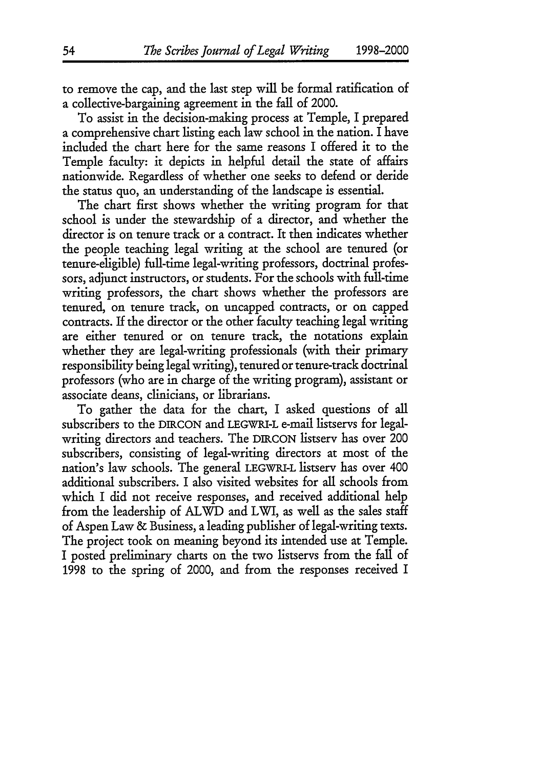to remove the cap, and the last step will be formal ratification of a collective-bargaining agreement in the fall of 2000.

To assist in the decision-making process at Temple, I prepared a comprehensive chart listing each law school in the nation. I have included the chart here for the same reasons I offered it to the Temple faculty: it depicts in helpful detail the state of affairs nationwide. Regardless of whether one seeks to defend or deride the status quo, an understanding of the landscape is essential.

The chart first shows whether the writing program for that school is under the stewardship of a director, and whether the director is on tenure track or a contract. It then indicates whether the people teaching legal writing at the school are tenured (or tenure-eligible) full-time legal-writing professors, doctrinal professors, adjunct instructors, or students. For the schools with full-time writing professors, the chart shows whether the professors are tenured, on tenure track, on uncapped contracts, or on capped contracts. If the director or the other faculty teaching legal writing are either tenured or on tenure track, the notations explain whether they are legal-writing professionals (with their primary responsibility being legal writing), tenured or tenure-track doctrinal professors (who are in charge of the writing program), assistant or associate deans, clinicians, or librarians.

To gather the data for the chart, I asked questions of all subscribers to the DIRCON and LEGWRI-L e-mail listservs for legal-writing directors and teachers. The DIRCON listserv has over 200 subscribers, consisting of legal-writing directors at most of the nation's law schools. The general LEGWRI-L listserv has over 400 additional subscribers. I also visited websites for all schools from which I did not receive responses, and received additional help from the leadership of ALWD and LWI, as well as the sales staff of Aspen Law & Business, a leading publisher of legal-writing texts. The project took on meaning beyond its intended use at Temple. I posted preliminary charts on the two listservs from the fall of 1998 to the spring of 2000, and from the responses received I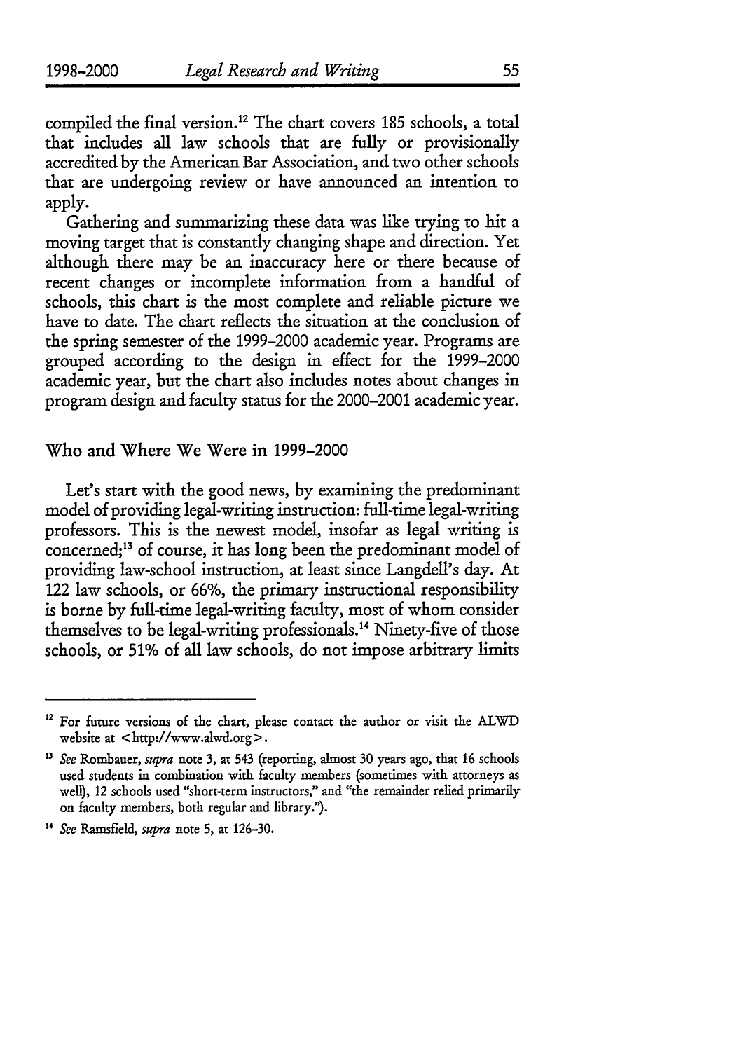compiled the final version.[12] The chart covers 185 schools, a total that includes all law schools that are fully or provisionally accredited by the American Bar Association, and two other schools that are undergoing review or have announced an intention to apply.

Gathering and summarizing these data was like trying to hit a moving target that is constantly changing shape and direction. Yet although there may be an inaccuracy here or there because of recent changes or incomplete information from a handful of schools, this chart is the most complete and reliable picture we have to date. The chart reflects the situation at the conclusion of the spring semester of the 1999–2000 academic year. Programs are grouped according to the design in effect for the 1999–2000 academic year, but the chart also includes notes about changes in program design and faculty status for the 2000–2001 academic year.

## Who and Where We Were in 1999–2000

Let's start with the good news, by examining the predominant model of providing legal-writing instruction: full-time legal-writing professors. This is the newest model, insofar as legal writing is concerned;[13] of course, it has long been the predominant model of providing law-school instruction, at least since Langdell's day. At 122 law schools, or 66%, the primary instructional responsibility is borne by full-time legal-writing faculty, most of whom consider themselves to be legal-writing professionals.[14] Ninety-five of those schools, or 51% of all law schools, do not impose arbitrary limits

---

[12] For future versions of the chart, please contact the author or visit the ALWD website at <http://www.alwd.org>.

[13] *See* Rombauer, *supra* note 3, at 543 (reporting, almost 30 years ago, that 16 schools used students in combination with faculty members (sometimes with attorneys as well), 12 schools used "short-term instructors," and "the remainder relied primarily on faculty members, both regular and library.").

[14] *See* Ramsfield, *supra* note 5, at 126–30.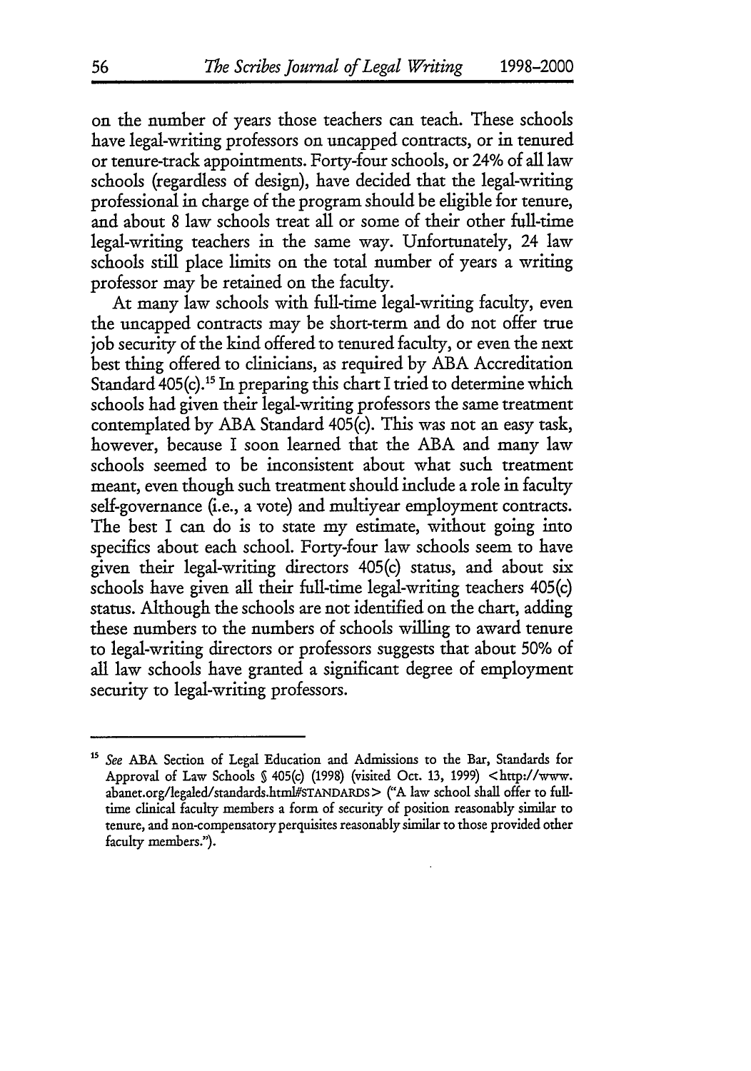on the number of years those teachers can teach. These schools have legal-writing professors on uncapped contracts, or in tenured or tenure-track appointments. Forty-four schools, or 24% of all law schools (regardless of design), have decided that the legal-writing professional in charge of the program should be eligible for tenure, and about 8 law schools treat all or some of their other full-time legal-writing teachers in the same way. Unfortunately, 24 law schools still place limits on the total number of years a writing professor may be retained on the faculty.

At many law schools with full-time legal-writing faculty, even the uncapped contracts may be short-term and do not offer true job security of the kind offered to tenured faculty, or even the next best thing offered to clinicians, as required by ABA Accreditation Standard 405(c).[15] In preparing this chart I tried to determine which schools had given their legal-writing professors the same treatment contemplated by ABA Standard 405(c). This was not an easy task, however, because I soon learned that the ABA and many law schools seemed to be inconsistent about what such treatment meant, even though such treatment should include a role in faculty self-governance (i.e., a vote) and multiyear employment contracts. The best I can do is to state my estimate, without going into specifics about each school. Forty-four law schools seem to have given their legal-writing directors 405(c) status, and about six schools have given all their full-time legal-writing teachers 405(c) status. Although the schools are not identified on the chart, adding these numbers to the numbers of schools willing to award tenure to legal-writing directors or professors suggests that about 50% of all law schools have granted a significant degree of employment security to legal-writing professors.

---

[15] *See* ABA Section of Legal Education and Admissions to the Bar, Standards for Approval of Law Schools § 405(c) (1998) (visited Oct. 13, 1999) <http://www.abanet.org/legaled/standards.html#STANDARDS> ("A law school shall offer to full-time clinical faculty members a form of security of position reasonably similar to tenure, and non-compensatory perquisites reasonably similar to those provided other faculty members.").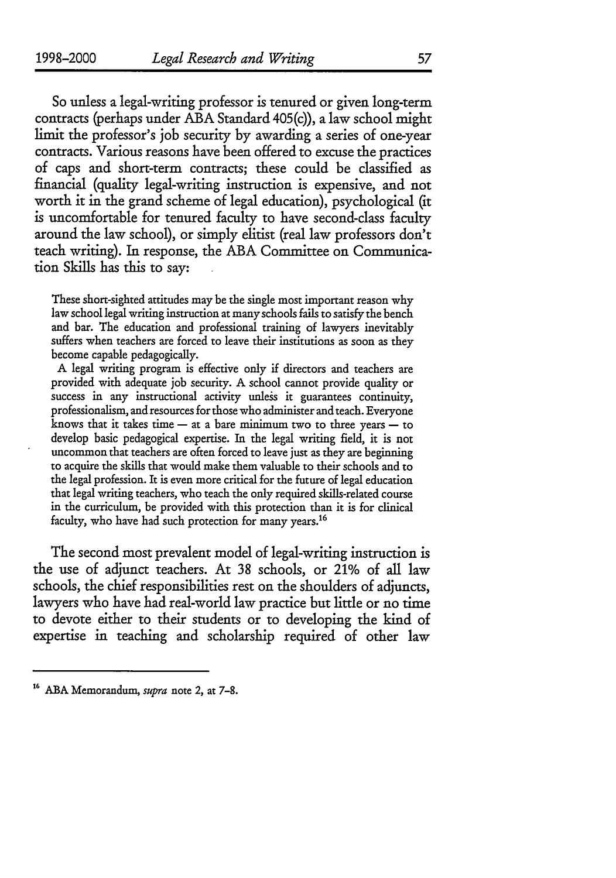So unless a legal-writing professor is tenured or given long-term contracts (perhaps under ABA Standard 405(c)), a law school might limit the professor's job security by awarding a series of one-year contracts. Various reasons have been offered to excuse the practices of caps and short-term contracts; these could be classified as financial (quality legal-writing instruction is expensive, and not worth it in the grand scheme of legal education), psychological (it is uncomfortable for tenured faculty to have second-class faculty around the law school), or simply elitist (real law professors don't teach writing). In response, the ABA Committee on Communication Skills has this to say:

> These short-sighted attitudes may be the single most important reason why law school legal writing instruction at many schools fails to satisfy the bench and bar. The education and professional training of lawyers inevitably suffers when teachers are forced to leave their institutions as soon as they become capable pedagogically.
>
> A legal writing program is effective only if directors and teachers are provided with adequate job security. A school cannot provide quality or success in any instructional activity unless it guarantees continuity, professionalism, and resources for those who administer and teach. Everyone knows that it takes time — at a bare minimum two to three years — to develop basic pedagogical expertise. In the legal writing field, it is not uncommon that teachers are often forced to leave just as they are beginning to acquire the skills that would make them valuable to their schools and to the legal profession. It is even more critical for the future of legal education that legal writing teachers, who teach the only required skills-related course in the curriculum, be provided with this protection than it is for clinical faculty, who have had such protection for many years.[16]

The second most prevalent model of legal-writing instruction is the use of adjunct teachers. At 38 schools, or 21% of all law schools, the chief responsibilities rest on the shoulders of adjuncts, lawyers who have had real-world law practice but little or no time to devote either to their students or to developing the kind of expertise in teaching and scholarship required of other law

---

[16] ABA Memorandum, *supra* note 2, at 7–8.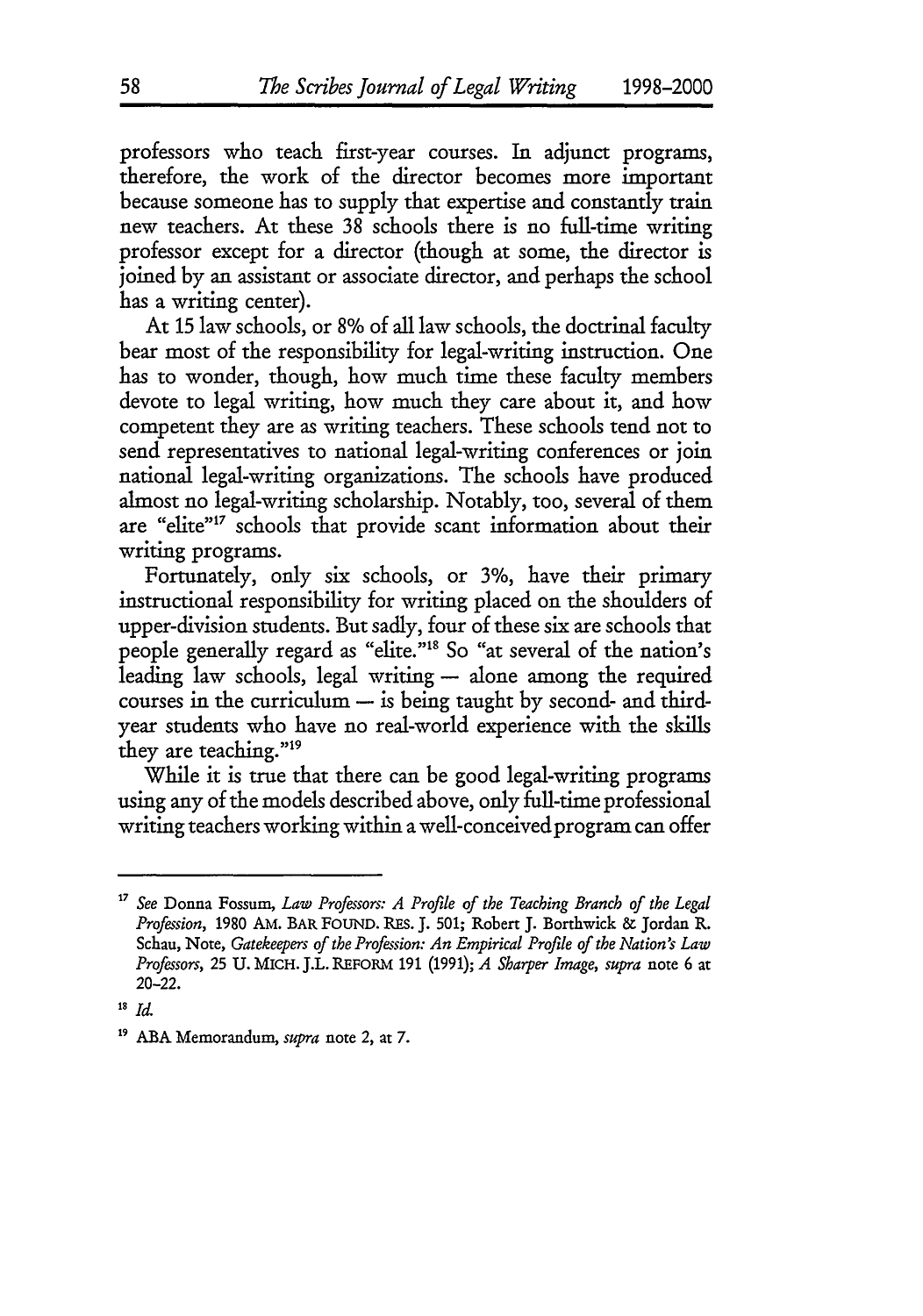professors who teach first-year courses. In adjunct programs, therefore, the work of the director becomes more important because someone has to supply that expertise and constantly train new teachers. At these 38 schools there is no full-time writing professor except for a director (though at some, the director is joined by an assistant or associate director, and perhaps the school has a writing center).

At 15 law schools, or 8% of all law schools, the doctrinal faculty bear most of the responsibility for legal-writing instruction. One has to wonder, though, how much time these faculty members devote to legal writing, how much they care about it, and how competent they are as writing teachers. These schools tend not to send representatives to national legal-writing conferences or join national legal-writing organizations. The schools have produced almost no legal-writing scholarship. Notably, too, several of them are "elite"[17] schools that provide scant information about their writing programs.

Fortunately, only six schools, or 3%, have their primary instructional responsibility for writing placed on the shoulders of upper-division students. But sadly, four of these six are schools that people generally regard as "elite."[18] So "at several of the nation's leading law schools, legal writing — alone among the required courses in the curriculum — is being taught by second- and third-year students who have no real-world experience with the skills they are teaching."[19]

While it is true that there can be good legal-writing programs using any of the models described above, only full-time professional writing teachers working within a well-conceived program can offer

---

[17] *See* Donna Fossum, *Law Professors: A Profile of the Teaching Branch of the Legal Profession*, 1980 AM. BAR FOUND. RES. J. 501; Robert J. Borthwick & Jordan R. Schau, Note, *Gatekeepers of the Profession: An Empirical Profile of the Nation's Law Professors*, 25 U. MICH. J.L. REFORM 191 (1991); *A Sharper Image*, *supra* note 6 at 20–22.

[18] *Id.*

[19] ABA Memorandum, *supra* note 2, at 7.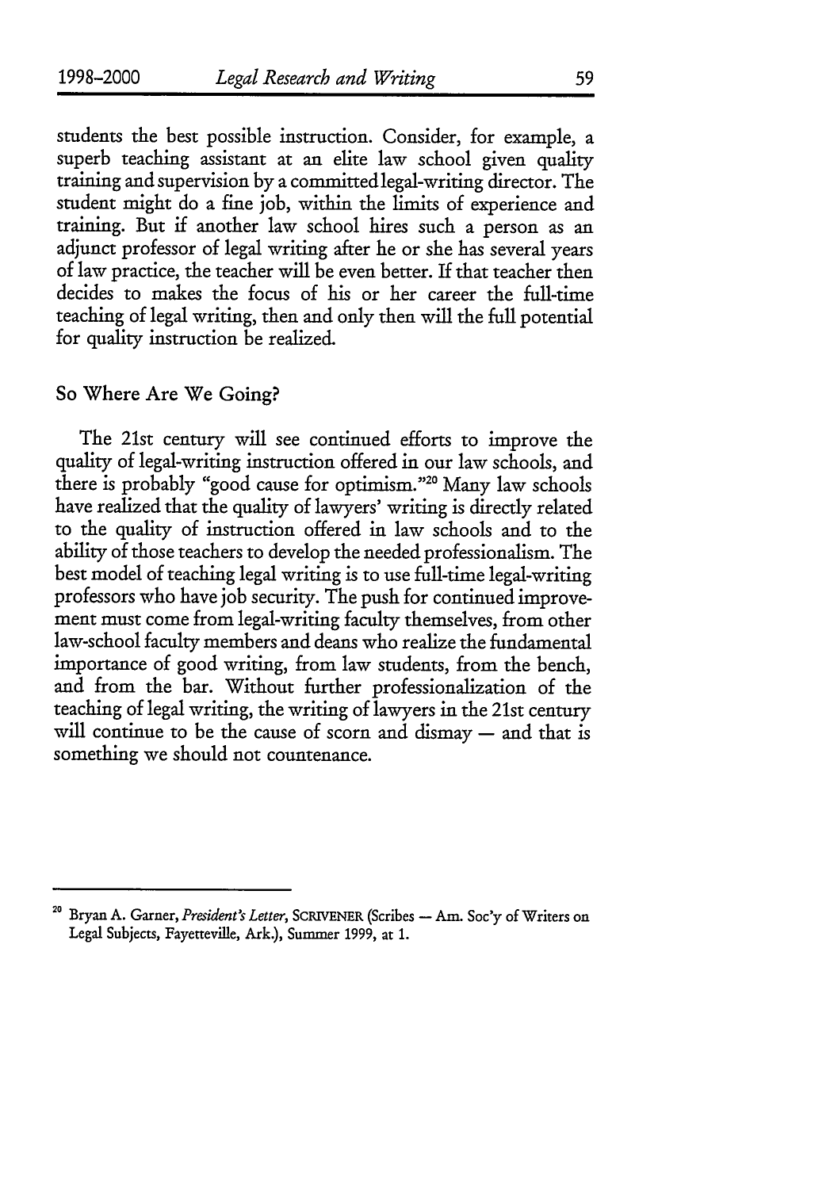students the best possible instruction. Consider, for example, a superb teaching assistant at an elite law school given quality training and supervision by a committed legal-writing director. The student might do a fine job, within the limits of experience and training. But if another law school hires such a person as an adjunct professor of legal writing after he or she has several years of law practice, the teacher will be even better. If that teacher then decides to makes the focus of his or her career the full-time teaching of legal writing, then and only then will the full potential for quality instruction be realized.

## So Where Are We Going?

The 21st century will see continued efforts to improve the quality of legal-writing instruction offered in our law schools, and there is probably "good cause for optimism."[20] Many law schools have realized that the quality of lawyers' writing is directly related to the quality of instruction offered in law schools and to the ability of those teachers to develop the needed professionalism. The best model of teaching legal writing is to use full-time legal-writing professors who have job security. The push for continued improvement must come from legal-writing faculty themselves, from other law-school faculty members and deans who realize the fundamental importance of good writing, from law students, from the bench, and from the bar. Without further professionalization of the teaching of legal writing, the writing of lawyers in the 21st century will continue to be the cause of scorn and dismay — and that is something we should not countenance.

---

[20] Bryan A. Garner, *President's Letter*, SCRIVENER (Scribes — Am. Soc'y of Writers on Legal Subjects, Fayetteville, Ark.), Summer 1999, at 1.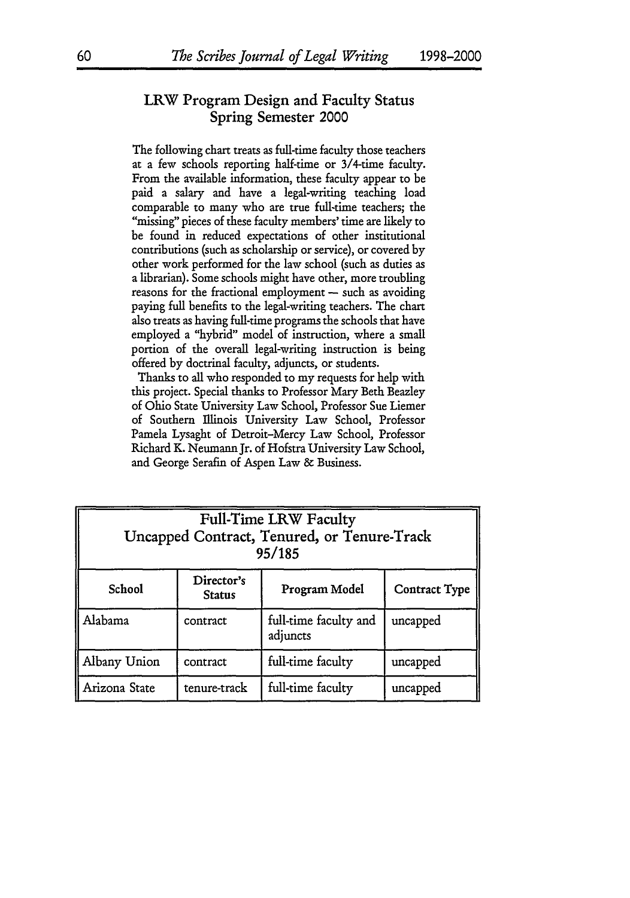## LRW Program Design and Faculty Status
## Spring Semester 2000

The following chart treats as full-time faculty those teachers at a few schools reporting half-time or 3/4-time faculty. From the available information, these faculty appear to be paid a salary and have a legal-writing teaching load comparable to many who are true full-time teachers; the "missing" pieces of these faculty members' time are likely to be found in reduced expectations of other institutional contributions (such as scholarship or service), or covered by other work performed for the law school (such as duties as a librarian). Some schools might have other, more troubling reasons for the fractional employment — such as avoiding paying full benefits to the legal-writing teachers. The chart also treats as having full-time programs the schools that have employed a "hybrid" model of instruction, where a small portion of the overall legal-writing instruction is being offered by doctrinal faculty, adjuncts, or students.

Thanks to all who responded to my requests for help with this project. Special thanks to Professor Mary Beth Beazley of Ohio State University Law School, Professor Sue Liemer of Southern Illinois University Law School, Professor Pamela Lysaght of Detroit-Mercy Law School, Professor Richard K. Neumann Jr. of Hofstra University Law School, and George Serafin of Aspen Law & Business.

| Full-Time LRW Faculty<br>Uncapped Contract, Tenured, or Tenure-Track<br>95/185 | | | |
|---|---|---|---|
| **School** | **Director's Status** | **Program Model** | **Contract Type** |
| Alabama | contract | full-time faculty and adjuncts | uncapped |
| Albany Union | contract | full-time faculty | uncapped |
| Arizona State | tenure-track | full-time faculty | uncapped |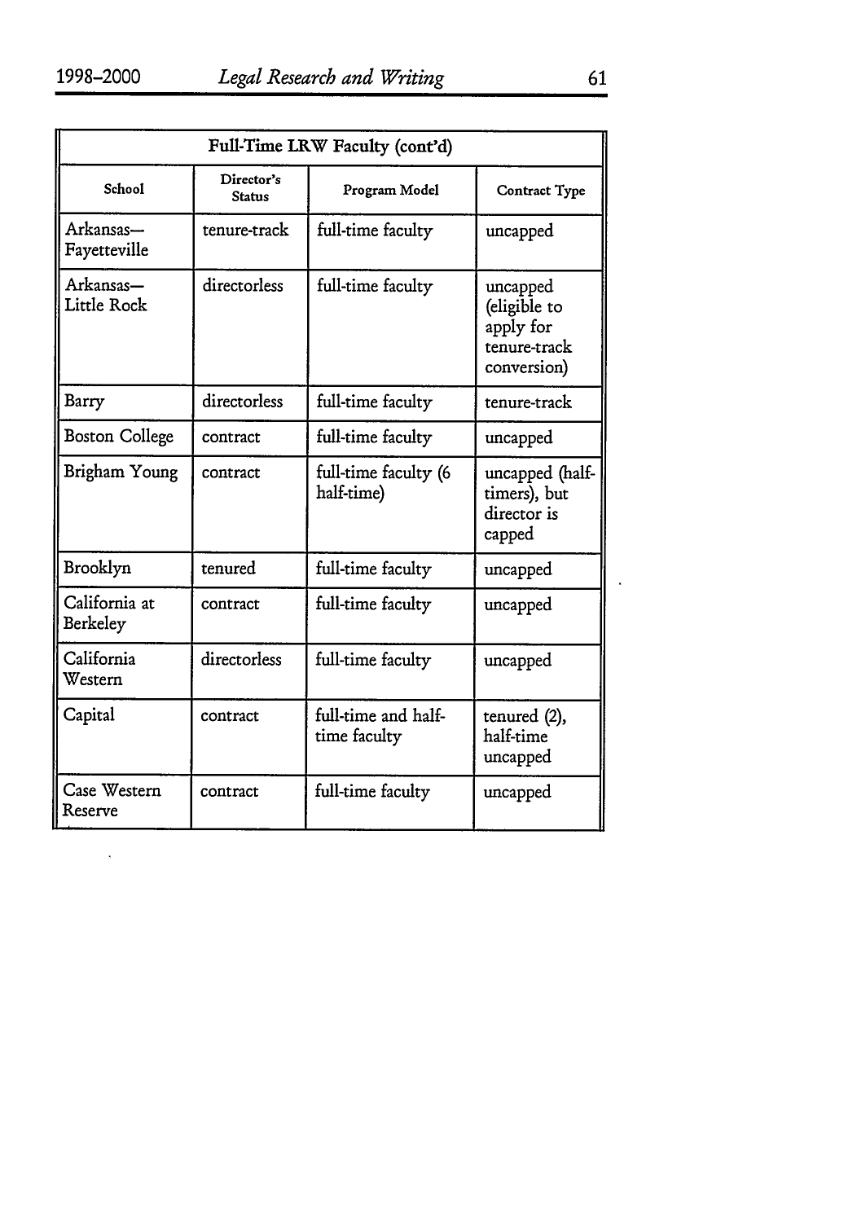| Full-Time LRW Faculty (cont'd) | | | |
|---|---|---|---|
| School | Director's Status | Program Model | Contract Type |
| Arkansas—Fayetteville | tenure-track | full-time faculty | uncapped |
| Arkansas—Little Rock | directorless | full-time faculty | uncapped (eligible to apply for tenure-track conversion) |
| Barry | directorless | full-time faculty | tenure-track |
| Boston College | contract | full-time faculty | uncapped |
| Brigham Young | contract | full-time faculty (6 half-time) | uncapped (half-timers), but director is capped |
| Brooklyn | tenured | full-time faculty | uncapped |
| California at Berkeley | contract | full-time faculty | uncapped |
| California Western | directorless | full-time faculty | uncapped |
| Capital | contract | full-time and half-time faculty | tenured (2), half-time uncapped |
| Case Western Reserve | contract | full-time faculty | uncapped |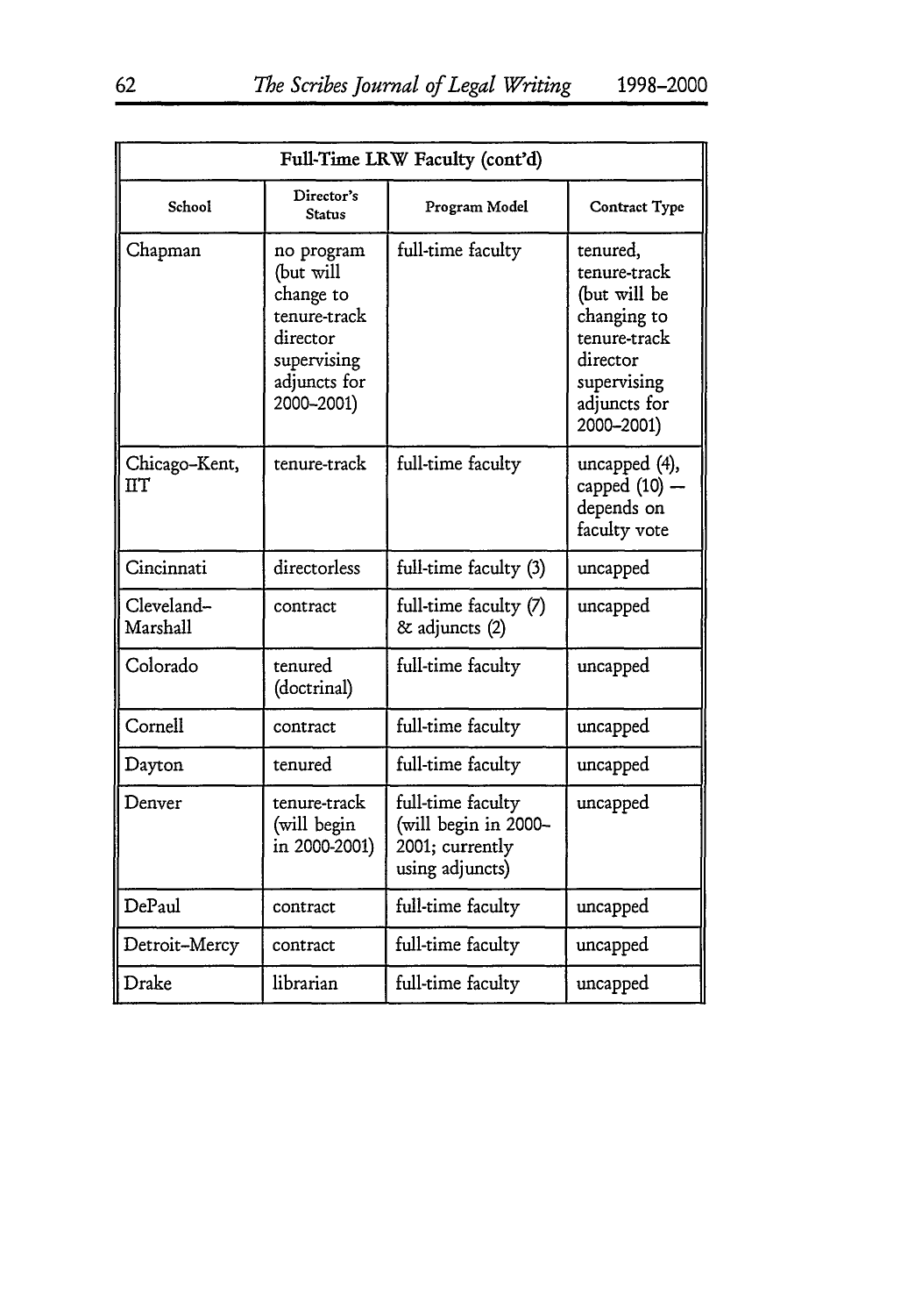| Full-Time LRW Faculty (cont'd) | | | |
|---|---|---|---|
| School | Director's Status | Program Model | Contract Type |
| Chapman | no program (but will change to tenure-track director supervising adjuncts for 2000–2001) | full-time faculty | tenured, tenure-track (but will be changing to tenure-track director supervising adjuncts for 2000–2001) |
| Chicago-Kent, IIT | tenure-track | full-time faculty | uncapped (4), capped (10) — depends on faculty vote |
| Cincinnati | directorless | full-time faculty (3) | uncapped |
| Cleveland-Marshall | contract | full-time faculty (7) & adjuncts (2) | uncapped |
| Colorado | tenured (doctrinal) | full-time faculty | uncapped |
| Cornell | contract | full-time faculty | uncapped |
| Dayton | tenured | full-time faculty | uncapped |
| Denver | tenure-track (will begin in 2000-2001) | full-time faculty (will begin in 2000–2001; currently using adjuncts) | uncapped |
| DePaul | contract | full-time faculty | uncapped |
| Detroit-Mercy | contract | full-time faculty | uncapped |
| Drake | librarian | full-time faculty | uncapped |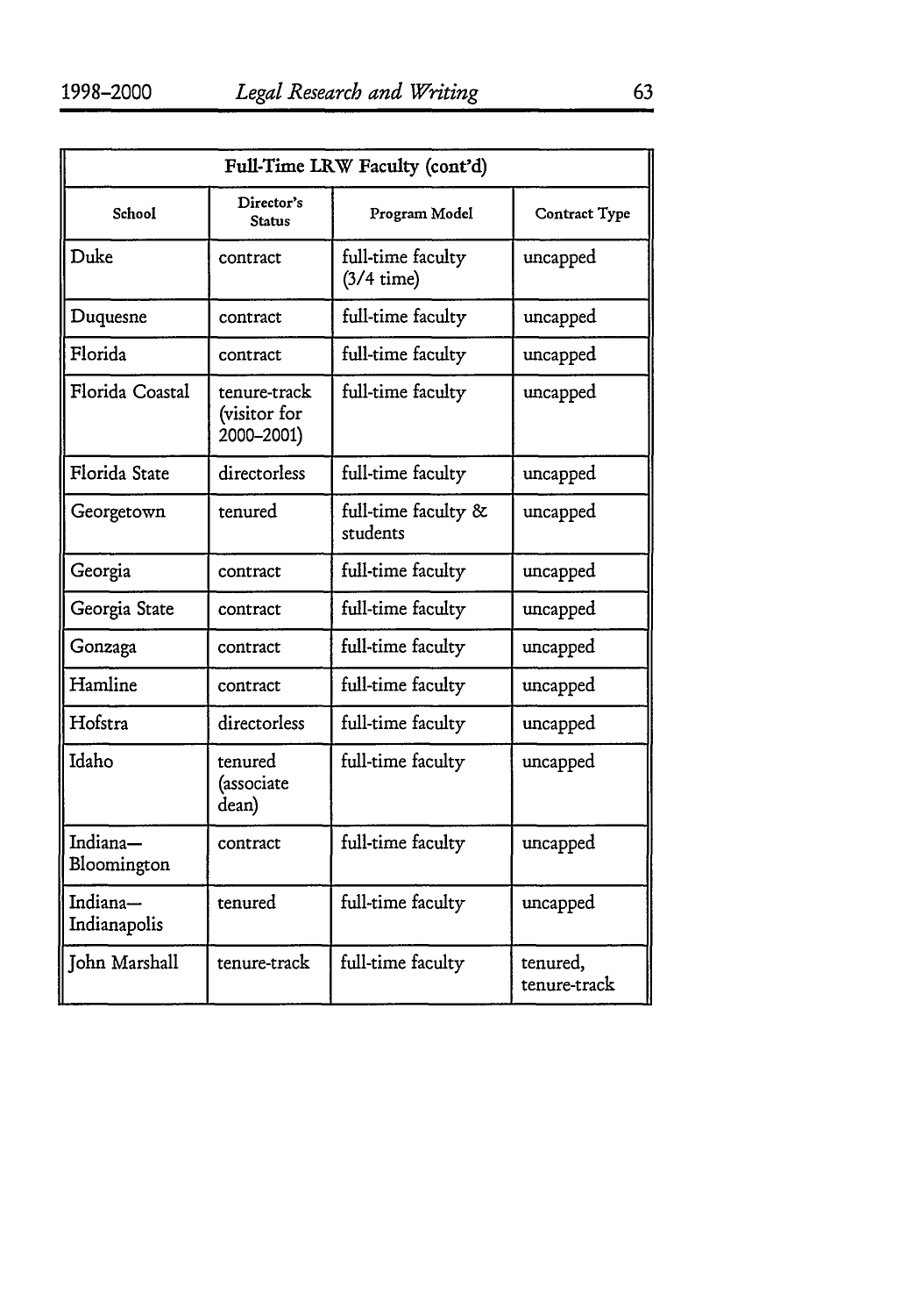| Full-Time LRW Faculty (cont'd) | | | |
|---|---|---|---|
| School | Director's Status | Program Model | Contract Type |
| Duke | contract | full-time faculty (3/4 time) | uncapped |
| Duquesne | contract | full-time faculty | uncapped |
| Florida | contract | full-time faculty | uncapped |
| Florida Coastal | tenure-track (visitor for 2000–2001) | full-time faculty | uncapped |
| Florida State | directorless | full-time faculty | uncapped |
| Georgetown | tenured | full-time faculty & students | uncapped |
| Georgia | contract | full-time faculty | uncapped |
| Georgia State | contract | full-time faculty | uncapped |
| Gonzaga | contract | full-time faculty | uncapped |
| Hamline | contract | full-time faculty | uncapped |
| Hofstra | directorless | full-time faculty | uncapped |
| Idaho | tenured (associate dean) | full-time faculty | uncapped |
| Indiana—Bloomington | contract | full-time faculty | uncapped |
| Indiana—Indianapolis | tenured | full-time faculty | uncapped |
| John Marshall | tenure-track | full-time faculty | tenured, tenure-track |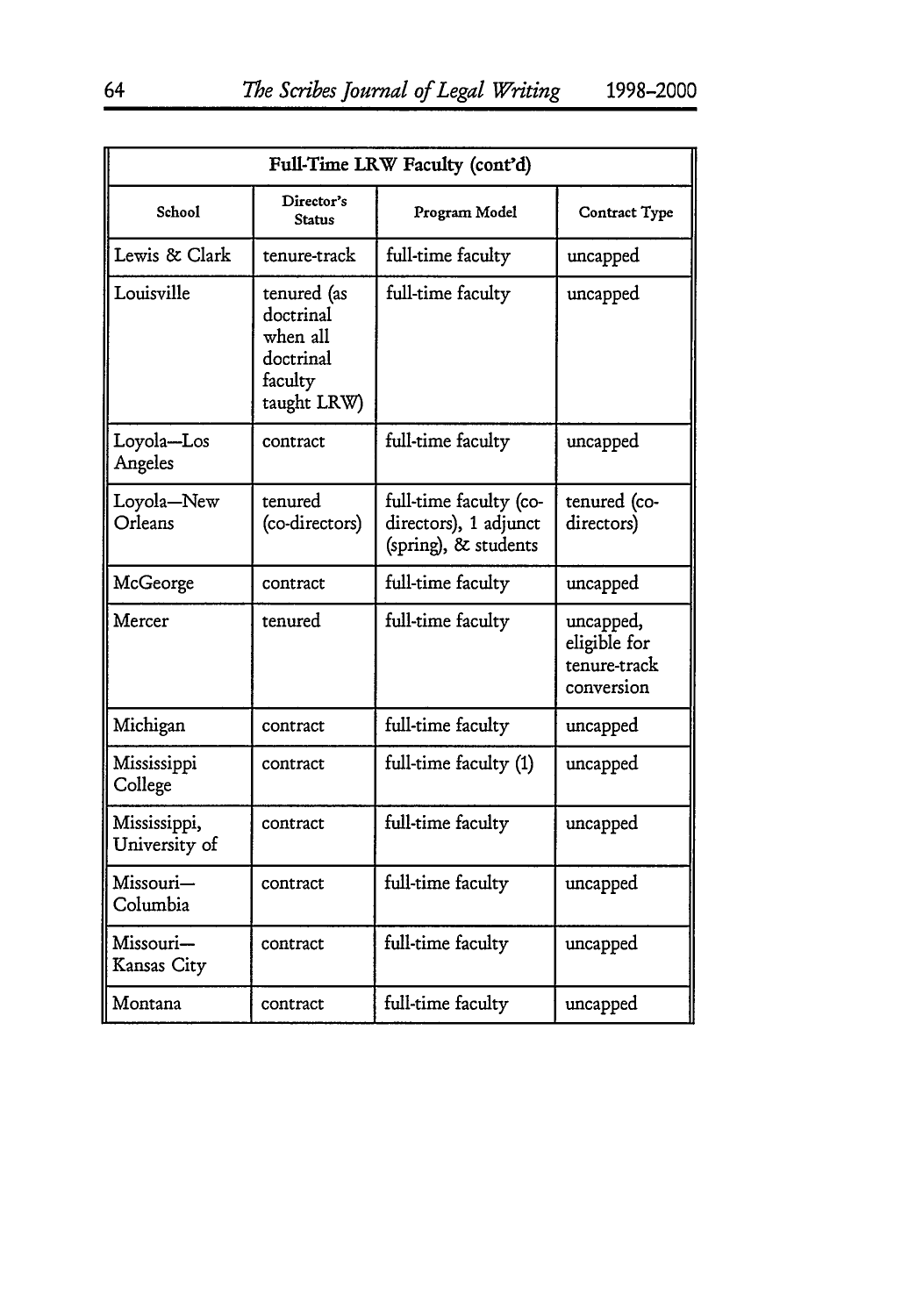| Full-Time LRW Faculty (cont'd) | | | |
|---|---|---|---|
| School | Director's Status | Program Model | Contract Type |
| Lewis & Clark | tenure-track | full-time faculty | uncapped |
| Louisville | tenured (as doctrinal when all doctrinal faculty taught LRW) | full-time faculty | uncapped |
| Loyola—Los Angeles | contract | full-time faculty | uncapped |
| Loyola—New Orleans | tenured (co-directors) | full-time faculty (co-directors), 1 adjunct (spring), & students | tenured (co-directors) |
| McGeorge | contract | full-time faculty | uncapped |
| Mercer | tenured | full-time faculty | uncapped, eligible for tenure-track conversion |
| Michigan | contract | full-time faculty | uncapped |
| Mississippi College | contract | full-time faculty (1) | uncapped |
| Mississippi, University of | contract | full-time faculty | uncapped |
| Missouri—Columbia | contract | full-time faculty | uncapped |
| Missouri—Kansas City | contract | full-time faculty | uncapped |
| Montana | contract | full-time faculty | uncapped |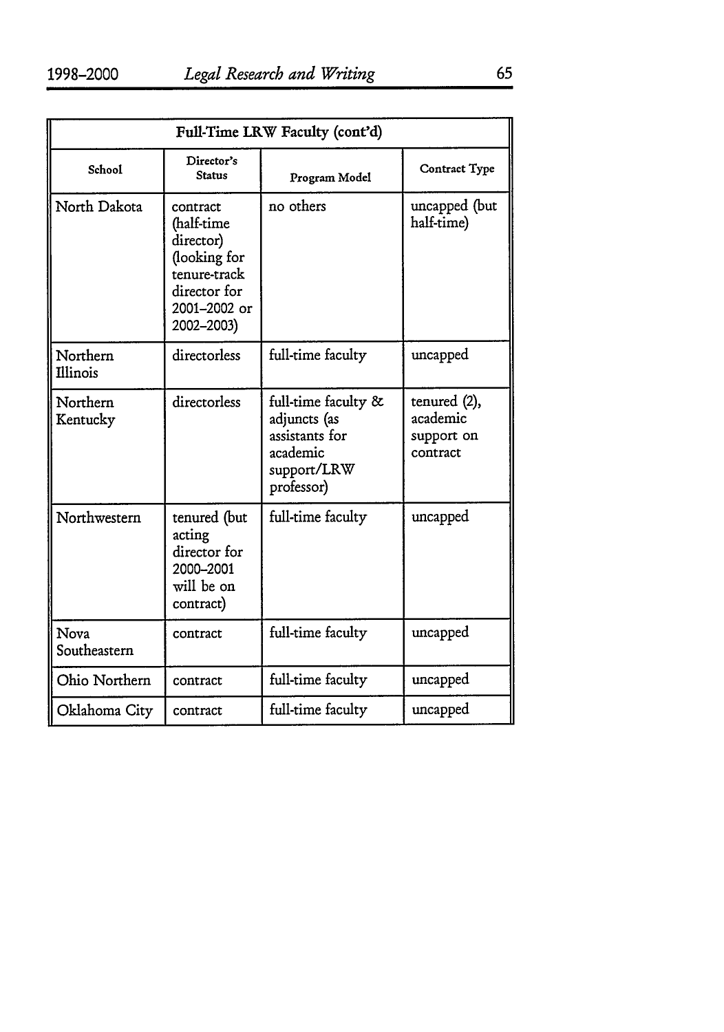| Full-Time LRW Faculty (cont'd) | | | |
|---|---|---|---|
| School | Director's Status | Program Model | Contract Type |
| North Dakota | contract (half-time director) (looking for tenure-track director for 2001–2002 or 2002–2003) | no others | uncapped (but half-time) |
| Northern Illinois | directorless | full-time faculty | uncapped |
| Northern Kentucky | directorless | full-time faculty & adjuncts (as assistants for academic support/LRW professor) | tenured (2), academic support on contract |
| Northwestern | tenured (but acting director for 2000–2001 will be on contract) | full-time faculty | uncapped |
| Nova Southeastern | contract | full-time faculty | uncapped |
| Ohio Northern | contract | full-time faculty | uncapped |
| Oklahoma City | contract | full-time faculty | uncapped |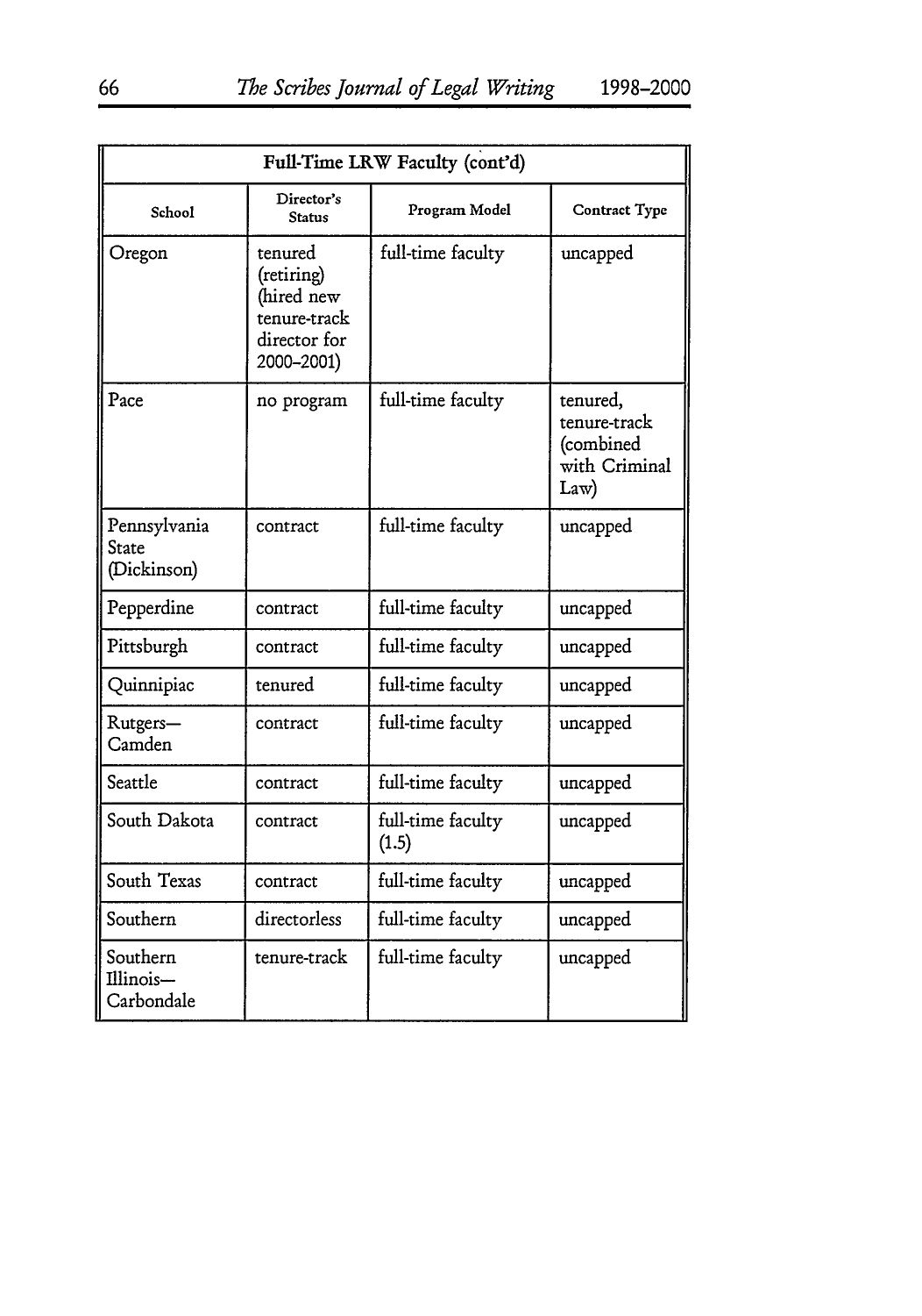| Full-Time LRW Faculty (cont'd) | | | |
|---|---|---|---|
| School | Director's Status | Program Model | Contract Type |
| Oregon | tenured (retiring) (hired new tenure-track director for 2000–2001) | full-time faculty | uncapped |
| Pace | no program | full-time faculty | tenured, tenure-track (combined with Criminal Law) |
| Pennsylvania State (Dickinson) | contract | full-time faculty | uncapped |
| Pepperdine | contract | full-time faculty | uncapped |
| Pittsburgh | contract | full-time faculty | uncapped |
| Quinnipiac | tenured | full-time faculty | uncapped |
| Rutgers—Camden | contract | full-time faculty | uncapped |
| Seattle | contract | full-time faculty | uncapped |
| South Dakota | contract | full-time faculty (1.5) | uncapped |
| South Texas | contract | full-time faculty | uncapped |
| Southern | directorless | full-time faculty | uncapped |
| Southern Illinois—Carbondale | tenure-track | full-time faculty | uncapped |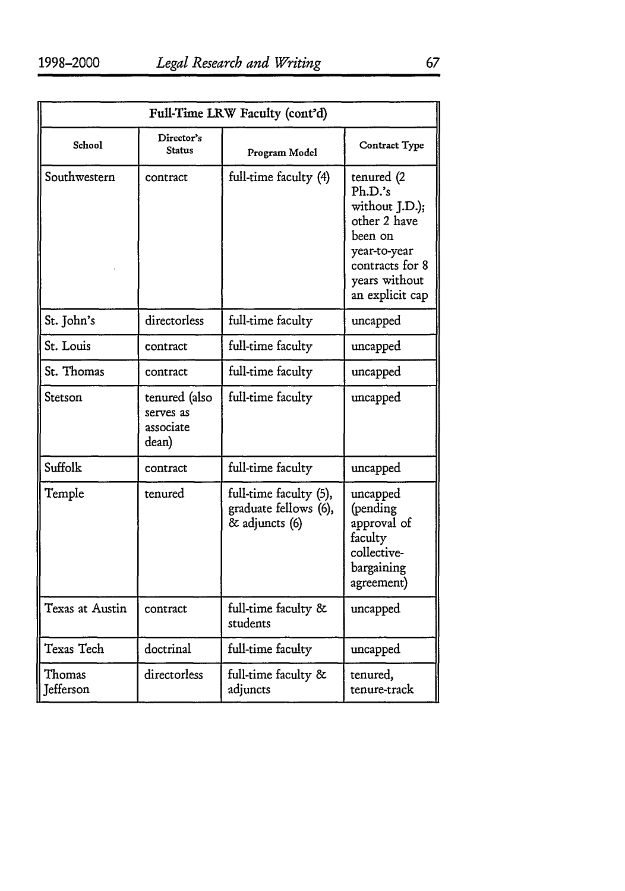| Full-Time LRW Faculty (cont'd) | | | |
|---|---|---|---|
| School | Director's Status | Program Model | Contract Type |
| Southwestern | contract | full-time faculty (4) | tenured (2 Ph.D.'s without J.D.); other 2 have been on year-to-year contracts for 8 years without an explicit cap |
| St. John's | directorless | full-time faculty | uncapped |
| St. Louis | contract | full-time faculty | uncapped |
| St. Thomas | contract | full-time faculty | uncapped |
| Stetson | tenured (also serves as associate dean) | full-time faculty | uncapped |
| Suffolk | contract | full-time faculty | uncapped |
| Temple | tenured | full-time faculty (5), graduate fellows (6), & adjuncts (6) | uncapped (pending approval of faculty collective-bargaining agreement) |
| Texas at Austin | contract | full-time faculty & students | uncapped |
| Texas Tech | doctrinal | full-time faculty | uncapped |
| Thomas Jefferson | directorless | full-time faculty & adjuncts | tenured, tenure-track |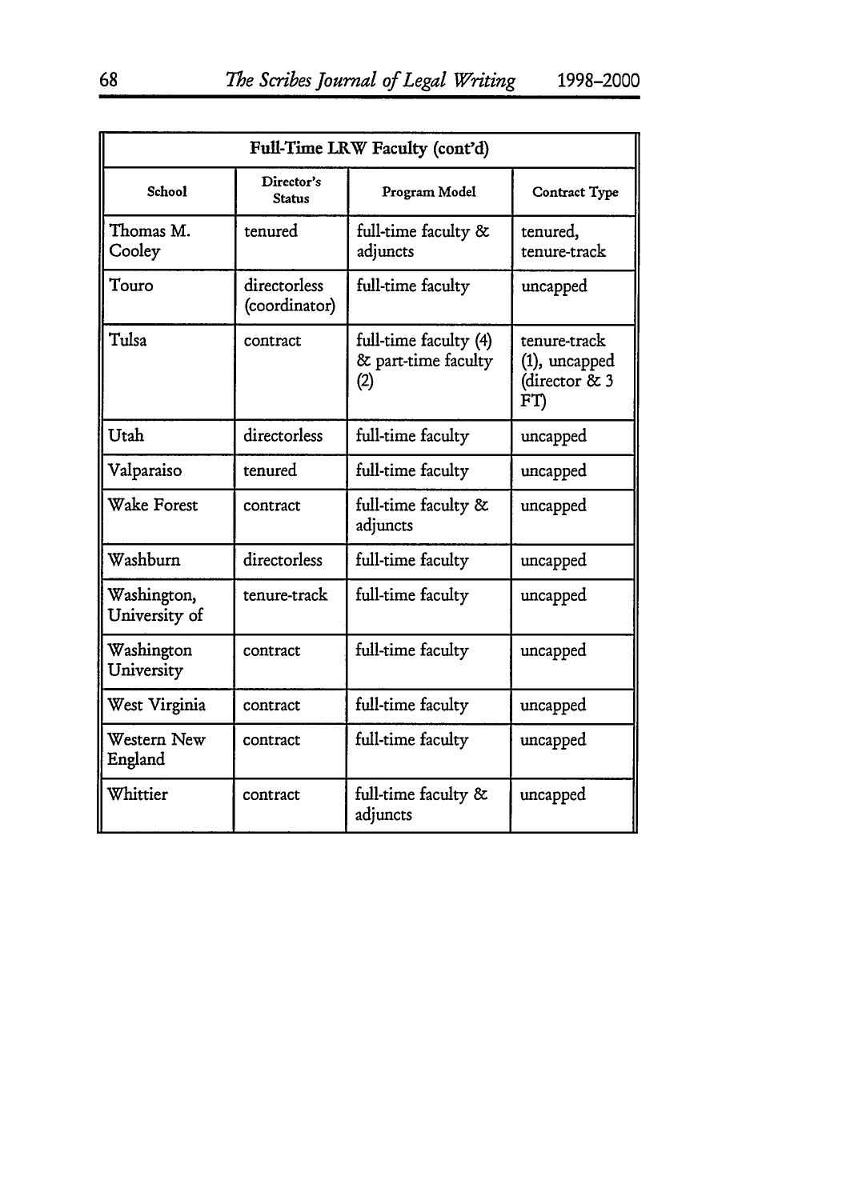| Full-Time LRW Faculty (cont'd) | | | |
|---|---|---|---|
| School | Director's Status | Program Model | Contract Type |
| Thomas M. Cooley | tenured | full-time faculty & adjuncts | tenured, tenure-track |
| Touro | directorless (coordinator) | full-time faculty | uncapped |
| Tulsa | contract | full-time faculty (4) & part-time faculty (2) | tenure-track (1), uncapped (director & 3 FT) |
| Utah | directorless | full-time faculty | uncapped |
| Valparaiso | tenured | full-time faculty | uncapped |
| Wake Forest | contract | full-time faculty & adjuncts | uncapped |
| Washburn | directorless | full-time faculty | uncapped |
| Washington, University of | tenure-track | full-time faculty | uncapped |
| Washington University | contract | full-time faculty | uncapped |
| West Virginia | contract | full-time faculty | uncapped |
| Western New England | contract | full-time faculty | uncapped |
| Whittier | contract | full-time faculty & adjuncts | uncapped |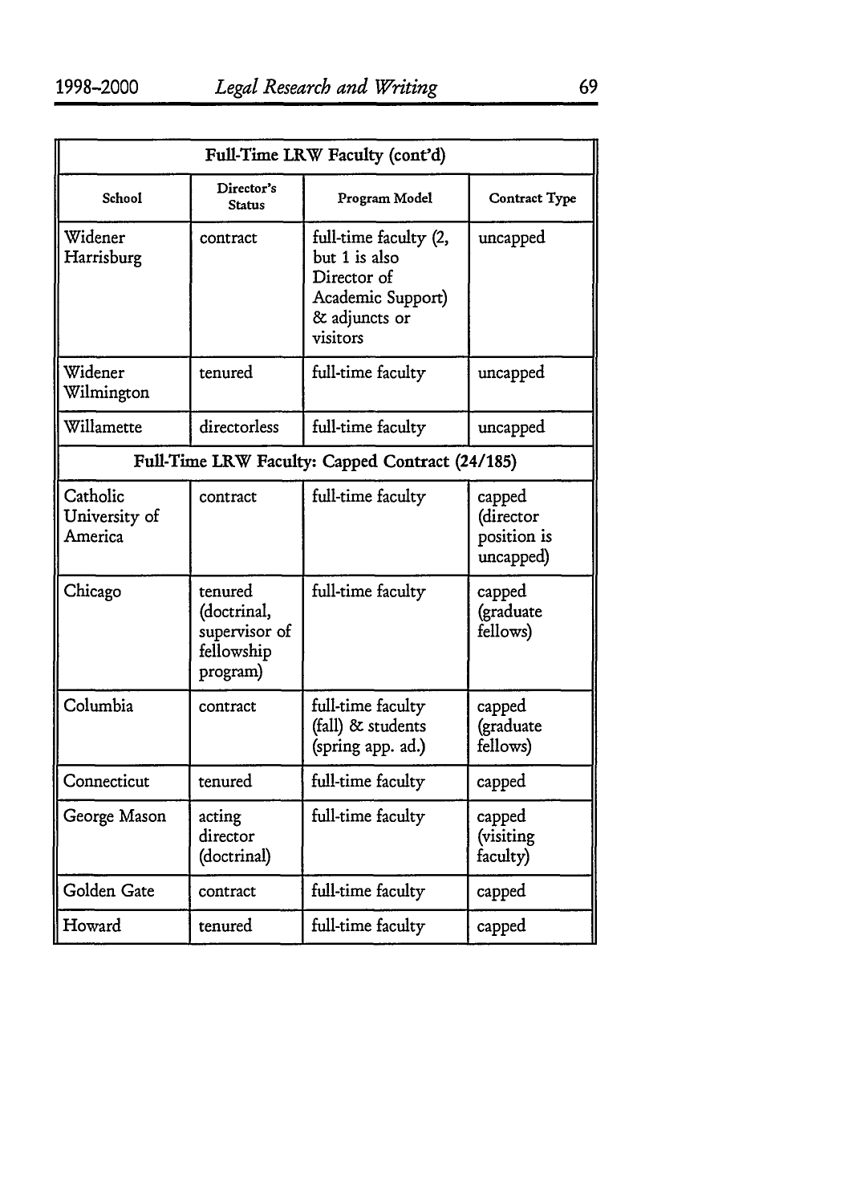| Full-Time LRW Faculty (cont'd) | | | |
|---|---|---|---|
| School | Director's Status | Program Model | Contract Type |
| Widener Harrisburg | contract | full-time faculty (2, but 1 is also Director of Academic Support) & adjuncts or visitors | uncapped |
| Widener Wilmington | tenured | full-time faculty | uncapped |
| Willamette | directorless | full-time faculty | uncapped |
| **Full-Time LRW Faculty: Capped Contract (24/185)** | | | |
| Catholic University of America | contract | full-time faculty | capped (director position is uncapped) |
| Chicago | tenured (doctrinal, supervisor of fellowship program) | full-time faculty | capped (graduate fellows) |
| Columbia | contract | full-time faculty (fall) & students (spring app. ad.) | capped (graduate fellows) |
| Connecticut | tenured | full-time faculty | capped |
| George Mason | acting director (doctrinal) | full-time faculty | capped (visiting faculty) |
| Golden Gate | contract | full-time faculty | capped |
| Howard | tenured | full-time faculty | capped |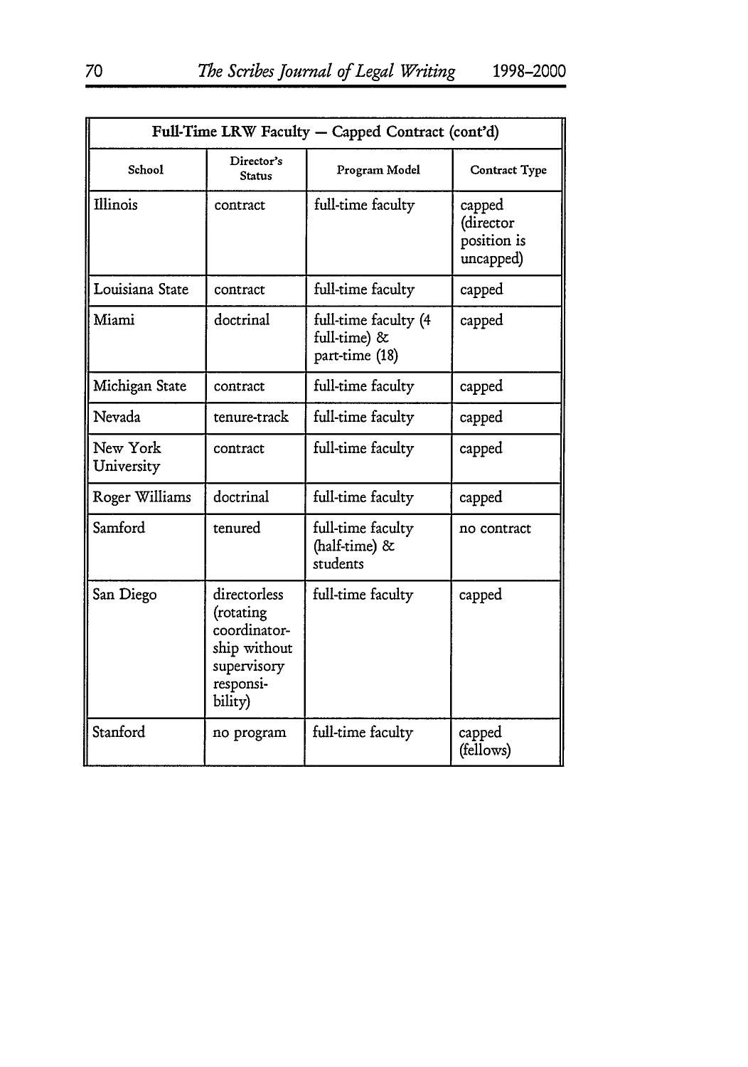| Full-Time LRW Faculty — Capped Contract (cont'd) | | | |
|---|---|---|---|
| School | Director's Status | Program Model | Contract Type |
| Illinois | contract | full-time faculty | capped (director position is uncapped) |
| Louisiana State | contract | full-time faculty | capped |
| Miami | doctrinal | full-time faculty (4 full-time) & part-time (18) | capped |
| Michigan State | contract | full-time faculty | capped |
| Nevada | tenure-track | full-time faculty | capped |
| New York University | contract | full-time faculty | capped |
| Roger Williams | doctrinal | full-time faculty | capped |
| Samford | tenured | full-time faculty (half-time) & students | no contract |
| San Diego | directorless (rotating coordinator-ship without supervisory responsi-bility) | full-time faculty | capped |
| Stanford | no program | full-time faculty | capped (fellows) |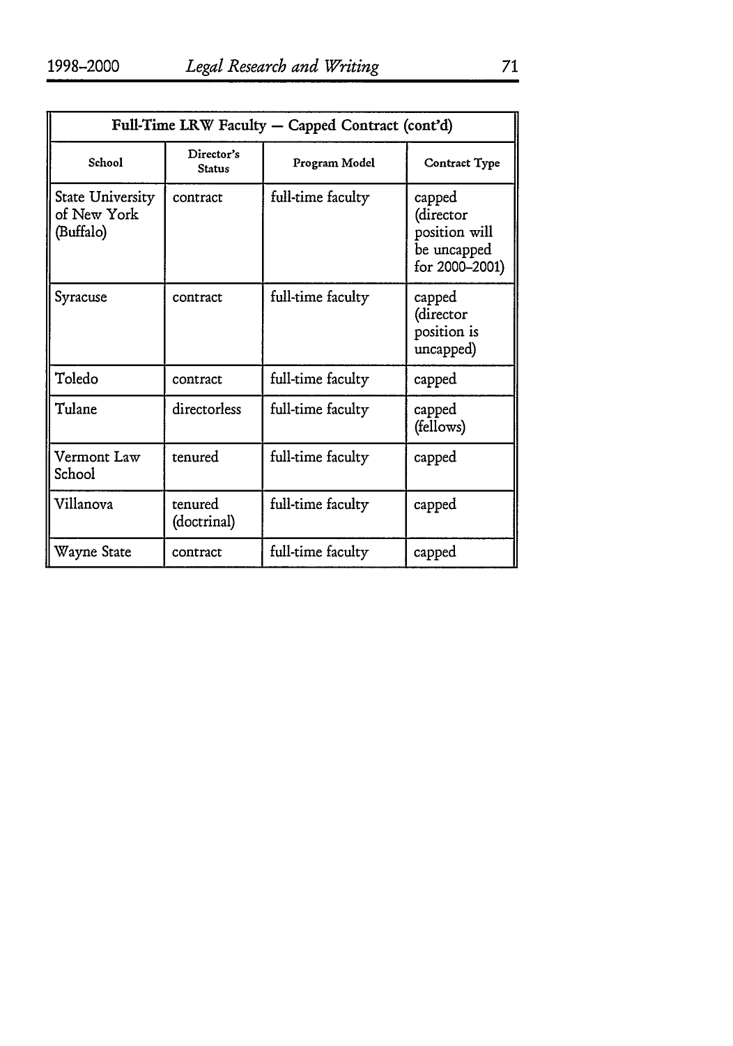| Full-Time LRW Faculty — Capped Contract (cont'd) | | | |
|---|---|---|---|
| School | Director's Status | Program Model | Contract Type |
| State University of New York (Buffalo) | contract | full-time faculty | capped (director position will be uncapped for 2000–2001) |
| Syracuse | contract | full-time faculty | capped (director position is uncapped) |
| Toledo | contract | full-time faculty | capped |
| Tulane | directorless | full-time faculty | capped (fellows) |
| Vermont Law School | tenured | full-time faculty | capped |
| Villanova | tenured (doctrinal) | full-time faculty | capped |
| Wayne State | contract | full-time faculty | capped |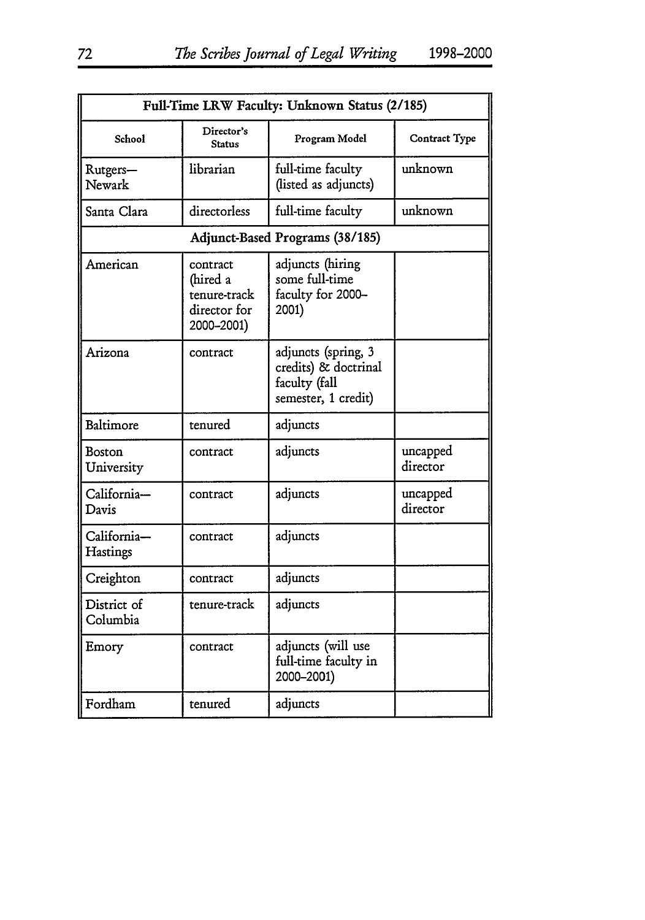| Full-Time LRW Faculty: Unknown Status (2/185) | | | |
|---|---|---|---|
| School | Director's Status | Program Model | Contract Type |
| Rutgers—Newark | librarian | full-time faculty (listed as adjuncts) | unknown |
| Santa Clara | directorless | full-time faculty | unknown |
| **Adjunct-Based Programs (38/185)** | | | |
| American | contract (hired a tenure-track director for 2000–2001) | adjuncts (hiring some full-time faculty for 2000–2001) | |
| Arizona | contract | adjuncts (spring, 3 credits) & doctrinal faculty (fall semester, 1 credit) | |
| Baltimore | tenured | adjuncts | |
| Boston University | contract | adjuncts | uncapped director |
| California—Davis | contract | adjuncts | uncapped director |
| California—Hastings | contract | adjuncts | |
| Creighton | contract | adjuncts | |
| District of Columbia | tenure-track | adjuncts | |
| Emory | contract | adjuncts (will use full-time faculty in 2000–2001) | |
| Fordham | tenured | adjuncts | |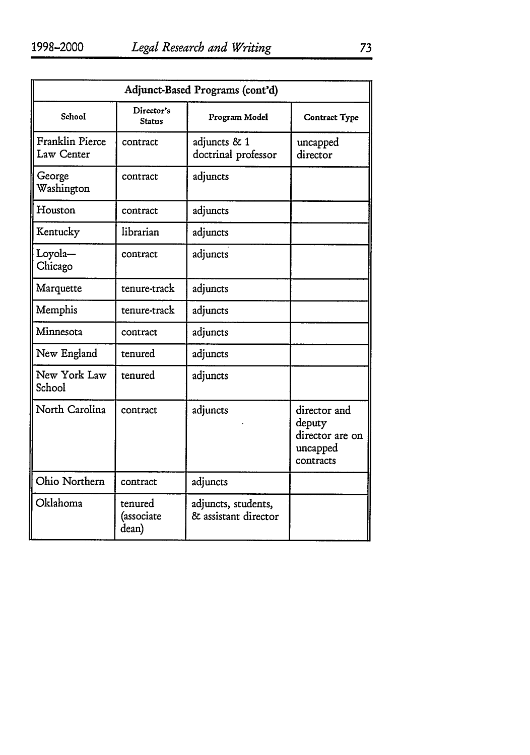| Adjunct-Based Programs (cont'd) | | | |
|---|---|---|---|
| School | Director's Status | Program Model | Contract Type |
| Franklin Pierce Law Center | contract | adjuncts & 1 doctrinal professor | uncapped director |
| George Washington | contract | adjuncts | |
| Houston | contract | adjuncts | |
| Kentucky | librarian | adjuncts | |
| Loyola—Chicago | contract | adjuncts | |
| Marquette | tenure-track | adjuncts | |
| Memphis | tenure-track | adjuncts | |
| Minnesota | contract | adjuncts | |
| New England | tenured | adjuncts | |
| New York Law School | tenured | adjuncts | |
| North Carolina | contract | adjuncts | director and deputy director are on uncapped contracts |
| Ohio Northern | contract | adjuncts | |
| Oklahoma | tenured (associate dean) | adjuncts, students, & assistant director | |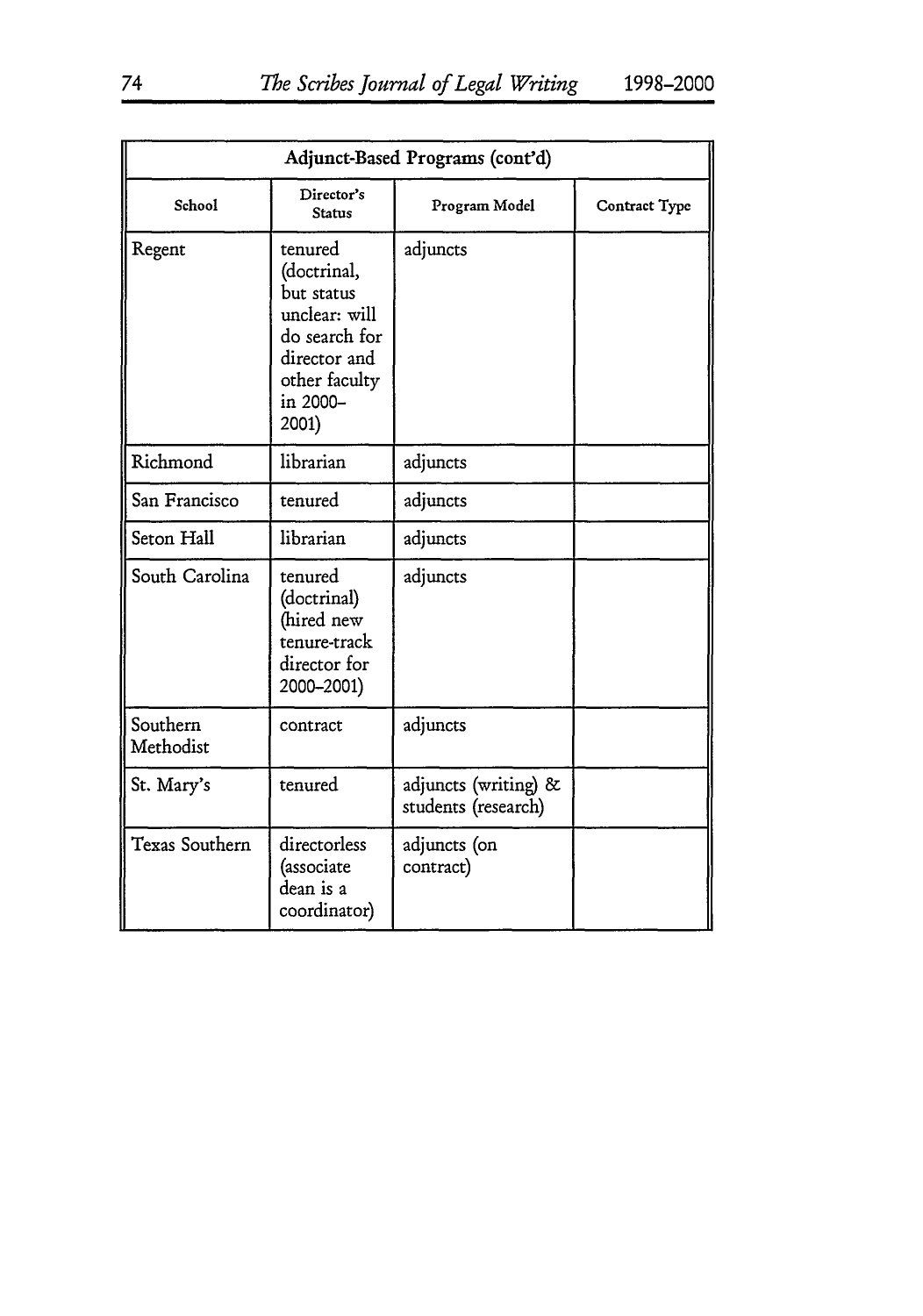| Adjunct-Based Programs (cont'd) | | | |
|---|---|---|---|
| School | Director's Status | Program Model | Contract Type |
| Regent | tenured (doctrinal, but status unclear: will do search for director and other faculty in 2000–2001) | adjuncts | |
| Richmond | librarian | adjuncts | |
| San Francisco | tenured | adjuncts | |
| Seton Hall | librarian | adjuncts | |
| South Carolina | tenured (doctrinal) (hired new tenure-track director for 2000–2001) | adjuncts | |
| Southern Methodist | contract | adjuncts | |
| St. Mary's | tenured | adjuncts (writing) & students (research) | |
| Texas Southern | directorless (associate dean is a coordinator) | adjuncts (on contract) | |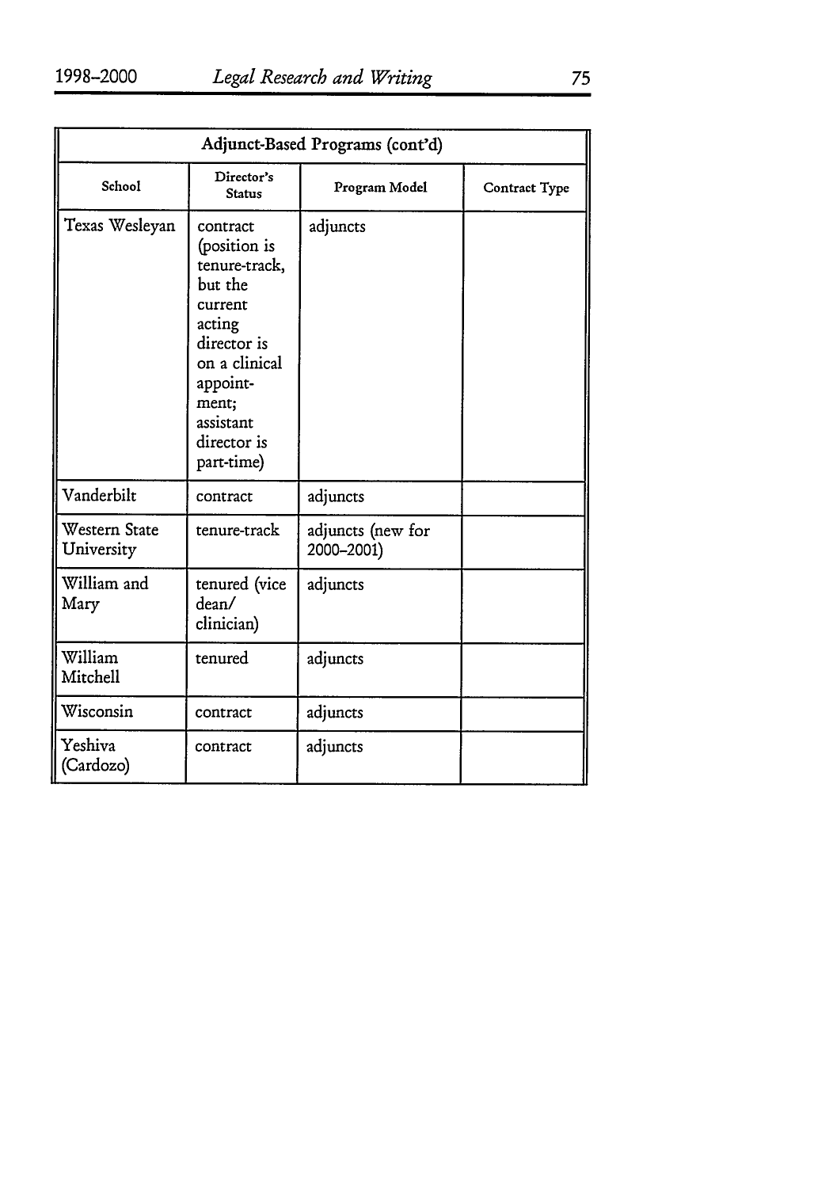| Adjunct-Based Programs (cont'd) | | | |
|---|---|---|---|
| School | Director's Status | Program Model | Contract Type |
| Texas Wesleyan | contract (position is tenure-track, but the current acting director is on a clinical appointment; assistant director is part-time) | adjuncts | |
| Vanderbilt | contract | adjuncts | |
| Western State University | tenure-track | adjuncts (new for 2000–2001) | |
| William and Mary | tenured (vice dean/ clinician) | adjuncts | |
| William Mitchell | tenured | adjuncts | |
| Wisconsin | contract | adjuncts | |
| Yeshiva (Cardozo) | contract | adjuncts | |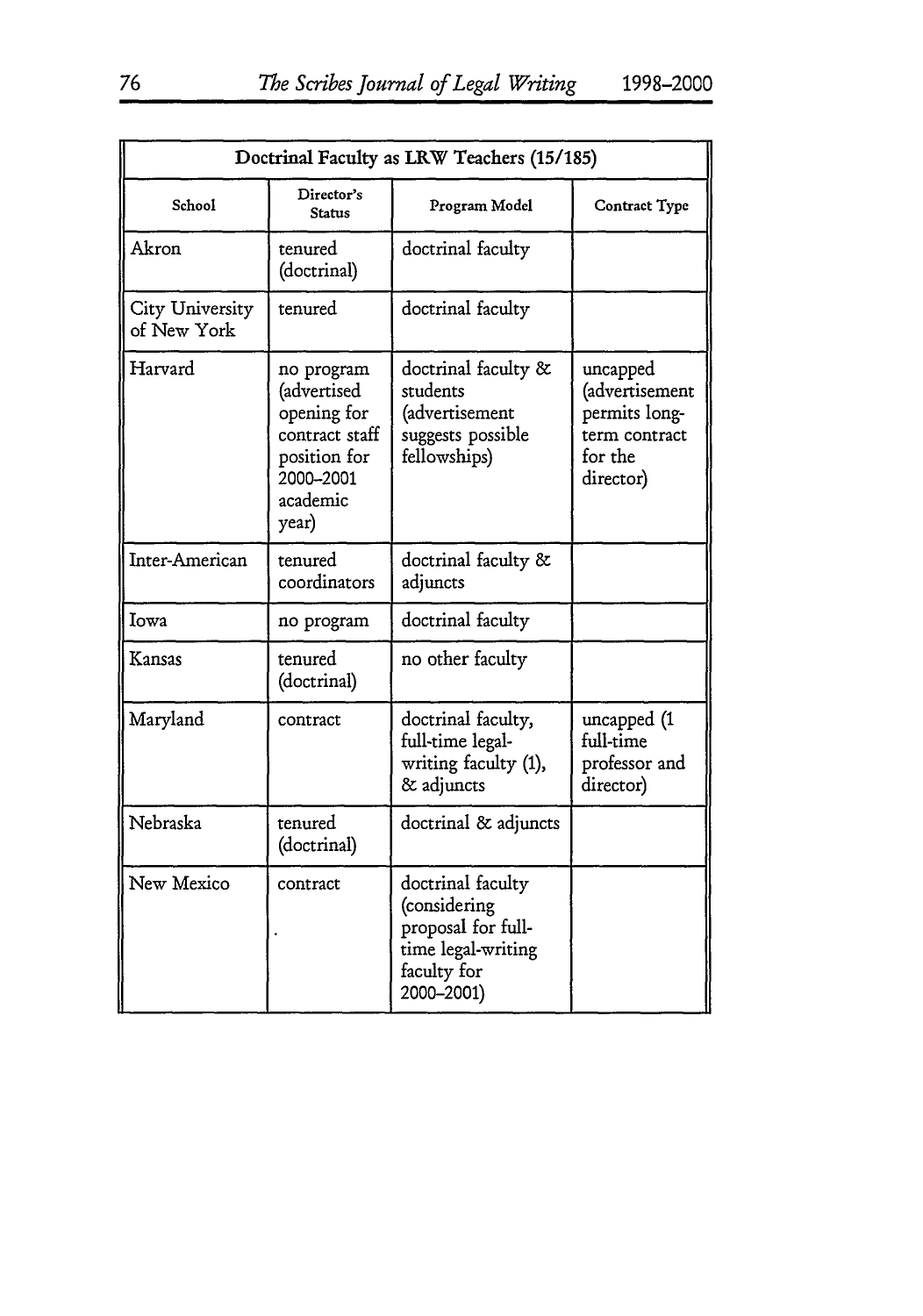| Doctrinal Faculty as LRW Teachers (15/185) | | | |
|---|---|---|---|
| School | Director's Status | Program Model | Contract Type |
| Akron | tenured (doctrinal) | doctrinal faculty | |
| City University of New York | tenured | doctrinal faculty | |
| Harvard | no program (advertised opening for contract staff position for 2000–2001 academic year) | doctrinal faculty & students (advertisement suggests possible fellowships) | uncapped (advertisement permits long-term contract for the director) |
| Inter-American | tenured coordinators | doctrinal faculty & adjuncts | |
| Iowa | no program | doctrinal faculty | |
| Kansas | tenured (doctrinal) | no other faculty | |
| Maryland | contract | doctrinal faculty, full-time legal-writing faculty (1), & adjuncts | uncapped (1 full-time professor and director) |
| Nebraska | tenured (doctrinal) | doctrinal & adjuncts | |
| New Mexico | contract | doctrinal faculty (considering proposal for full-time legal-writing faculty for 2000–2001) | |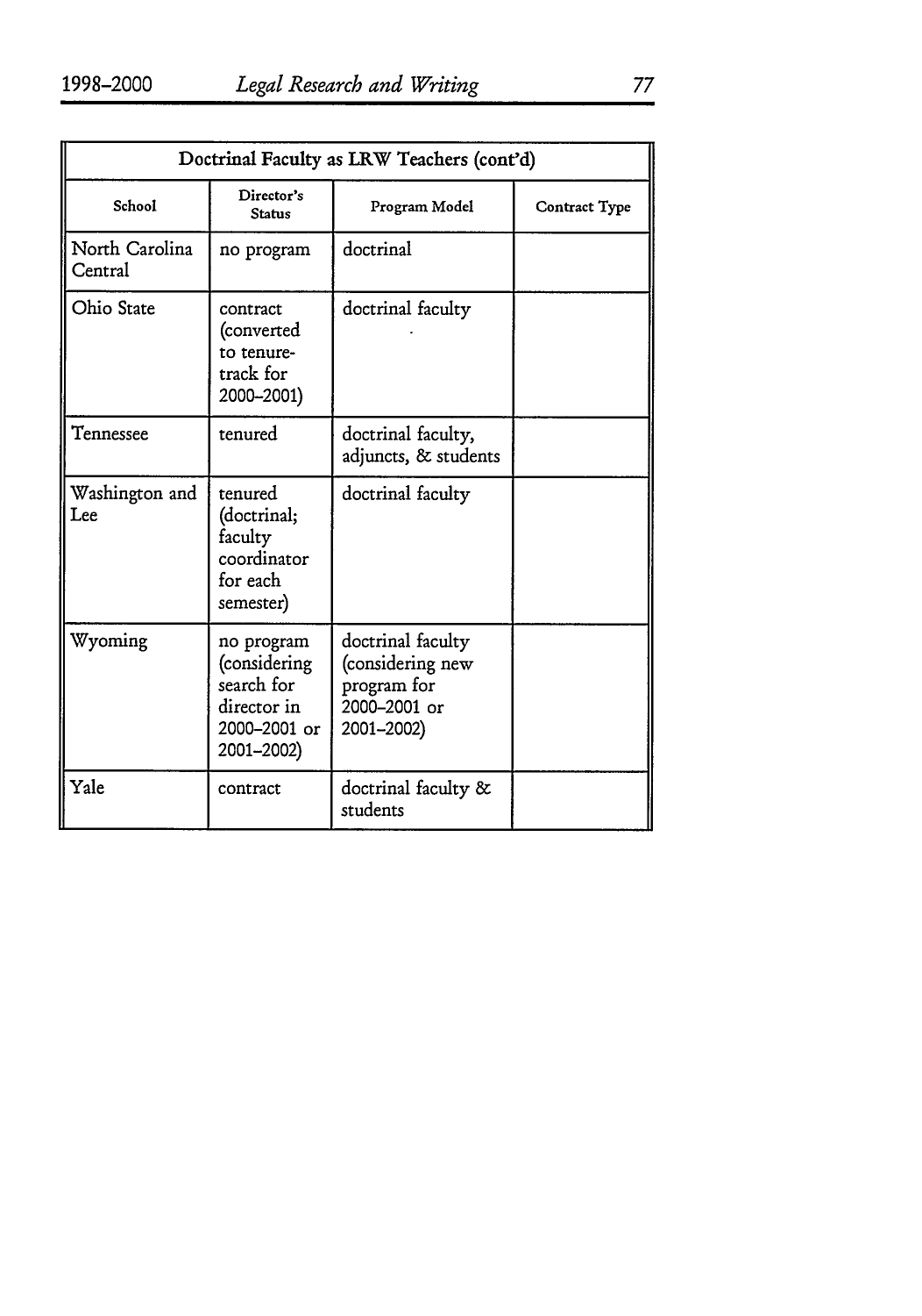| Doctrinal Faculty as LRW Teachers (cont'd) | | | |
|---|---|---|---|
| School | Director's Status | Program Model | Contract Type |
| North Carolina Central | no program | doctrinal | |
| Ohio State | contract (converted to tenure-track for 2000–2001) | doctrinal faculty | |
| Tennessee | tenured | doctrinal faculty, adjuncts, & students | |
| Washington and Lee | tenured (doctrinal; faculty coordinator for each semester) | doctrinal faculty | |
| Wyoming | no program (considering search for director in 2000–2001 or 2001–2002) | doctrinal faculty (considering new program for 2000–2001 or 2001–2002) | |
| Yale | contract | doctrinal faculty & students | |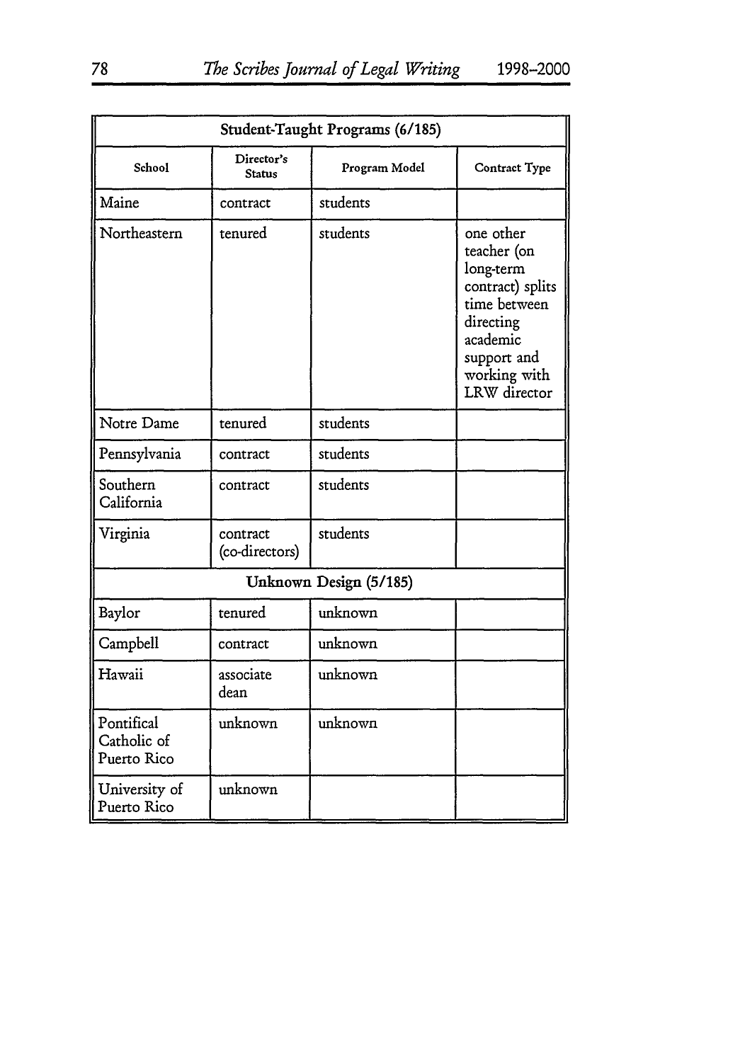| Student-Taught Programs (6/185) | | | |
|---|---|---|---|
| School | Director's Status | Program Model | Contract Type |
| Maine | contract | students | |
| Northeastern | tenured | students | one other teacher (on long-term contract) splits time between directing academic support and working with LRW director |
| Notre Dame | tenured | students | |
| Pennsylvania | contract | students | |
| Southern California | contract | students | |
| Virginia | contract (co-directors) | students | |
| **Unknown Design (5/185)** | | | |
| Baylor | tenured | unknown | |
| Campbell | contract | unknown | |
| Hawaii | associate dean | unknown | |
| Pontifical Catholic of Puerto Rico | unknown | unknown | |
| University of Puerto Rico | unknown | | |